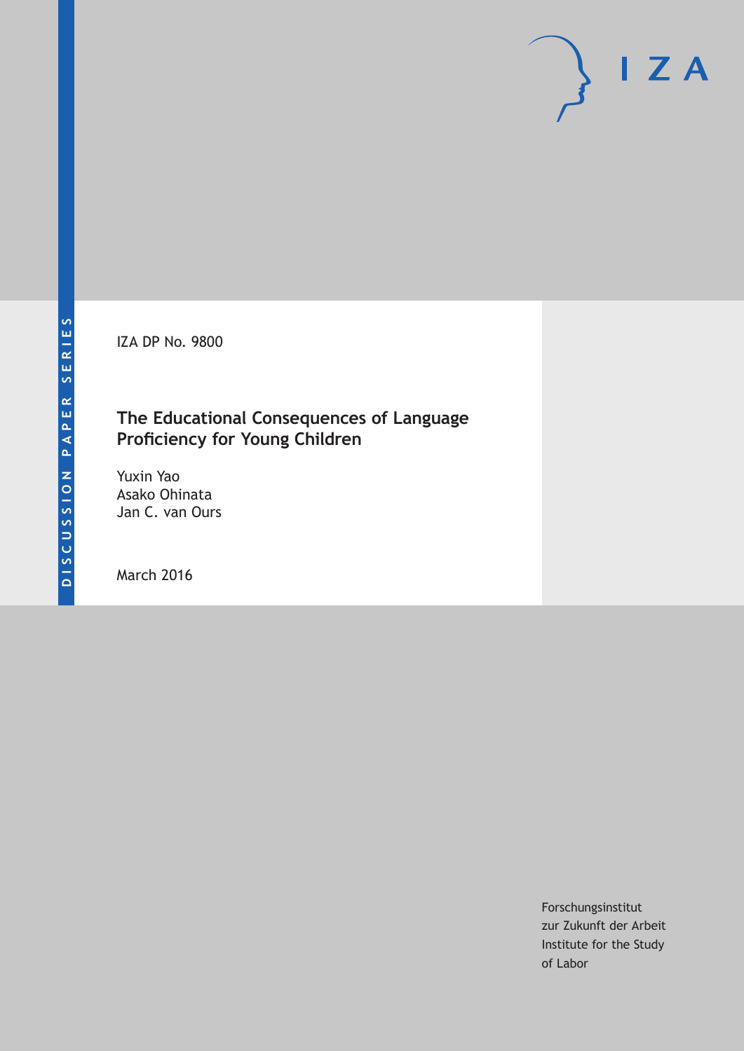IZA DP No. 9800

# The Educational Consequences of Language Proficiency for Young Children

Yuxin Yao
Asako Ohinata
Jan C. van Ours

March 2016

Forschungsinstitut
zur Zukunft der Arbeit
Institute for the Study
of Labor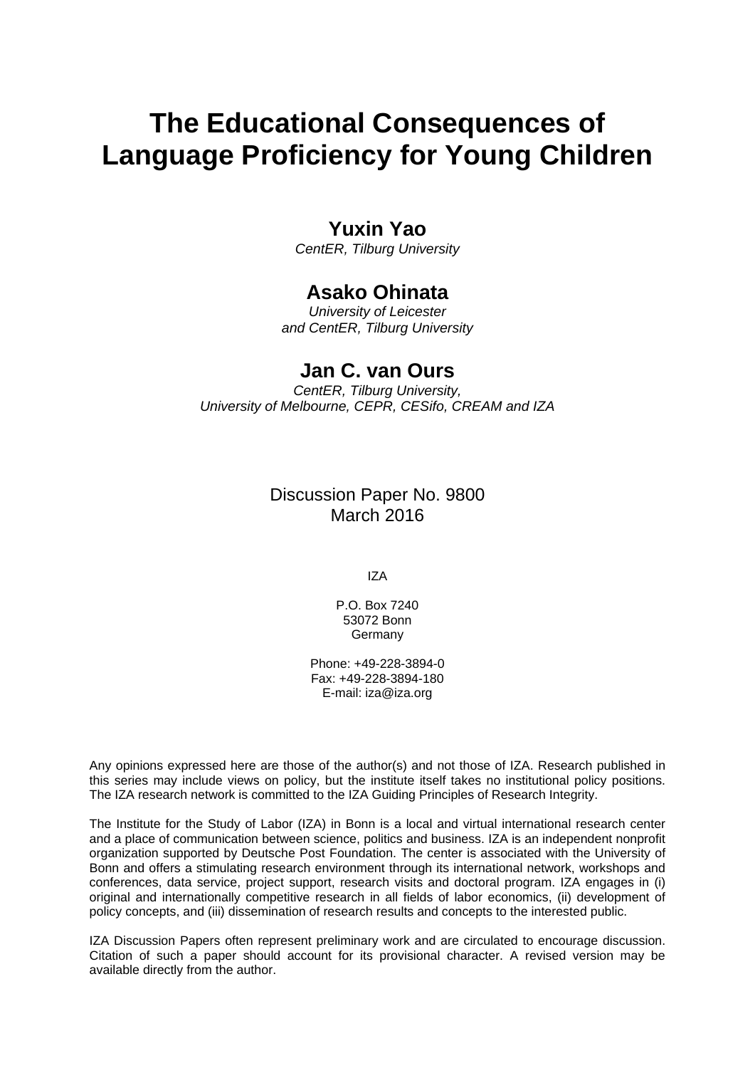# The Educational Consequences of Language Proficiency for Young Children

**Yuxin Yao**

*CentER, Tilburg University*

**Asako Ohinata**

*University of Leicester*
*and CentER, Tilburg University*

**Jan C. van Ours**

*CentER, Tilburg University,*
*University of Melbourne, CEPR, CESifo, CREAM and IZA*

Discussion Paper No. 9800
March 2016

IZA

P.O. Box 7240
53072 Bonn
Germany

Phone: +49-228-3894-0
Fax: +49-228-3894-180
E-mail: iza@iza.org

Any opinions expressed here are those of the author(s) and not those of IZA. Research published in this series may include views on policy, but the institute itself takes no institutional policy positions. The IZA research network is committed to the IZA Guiding Principles of Research Integrity.

The Institute for the Study of Labor (IZA) in Bonn is a local and virtual international research center and a place of communication between science, politics and business. IZA is an independent nonprofit organization supported by Deutsche Post Foundation. The center is associated with the University of Bonn and offers a stimulating research environment through its international network, workshops and conferences, data service, project support, research visits and doctoral program. IZA engages in (i) original and internationally competitive research in all fields of labor economics, (ii) development of policy concepts, and (iii) dissemination of research results and concepts to the interested public.

IZA Discussion Papers often represent preliminary work and are circulated to encourage discussion. Citation of such a paper should account for its provisional character. A revised version may be available directly from the author.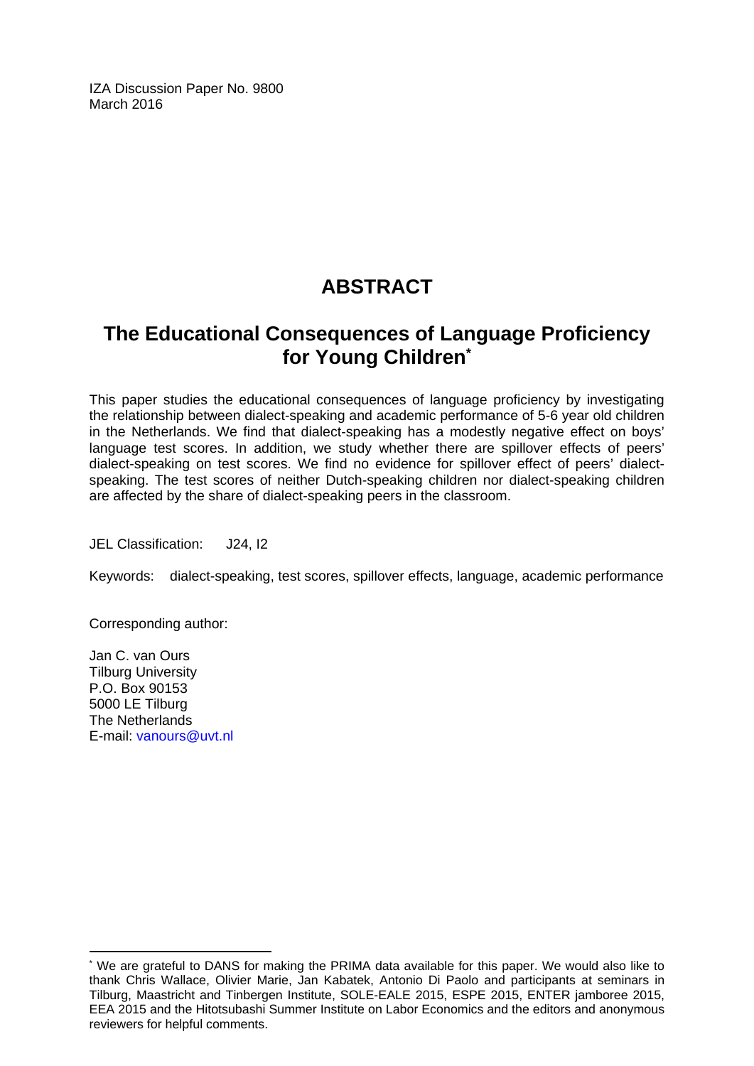IZA Discussion Paper No. 9800
March 2016

# ABSTRACT

## The Educational Consequences of Language Proficiency for Young Children*

This paper studies the educational consequences of language proficiency by investigating the relationship between dialect-speaking and academic performance of 5-6 year old children in the Netherlands. We find that dialect-speaking has a modestly negative effect on boys' language test scores. In addition, we study whether there are spillover effects of peers' dialect-speaking on test scores. We find no evidence for spillover effect of peers' dialect-speaking. The test scores of neither Dutch-speaking children nor dialect-speaking children are affected by the share of dialect-speaking peers in the classroom.

JEL Classification: J24, I2

Keywords: dialect-speaking, test scores, spillover effects, language, academic performance

Corresponding author:

Jan C. van Ours
Tilburg University
P.O. Box 90153
5000 LE Tilburg
The Netherlands
E-mail: vanours@uvt.nl

---

* We are grateful to DANS for making the PRIMA data available for this paper. We would also like to thank Chris Wallace, Olivier Marie, Jan Kabatek, Antonio Di Paolo and participants at seminars in Tilburg, Maastricht and Tinbergen Institute, SOLE-EALE 2015, ESPE 2015, ENTER jamboree 2015, EEA 2015 and the Hitotsubashi Summer Institute on Labor Economics and the editors and anonymous reviewers for helpful comments.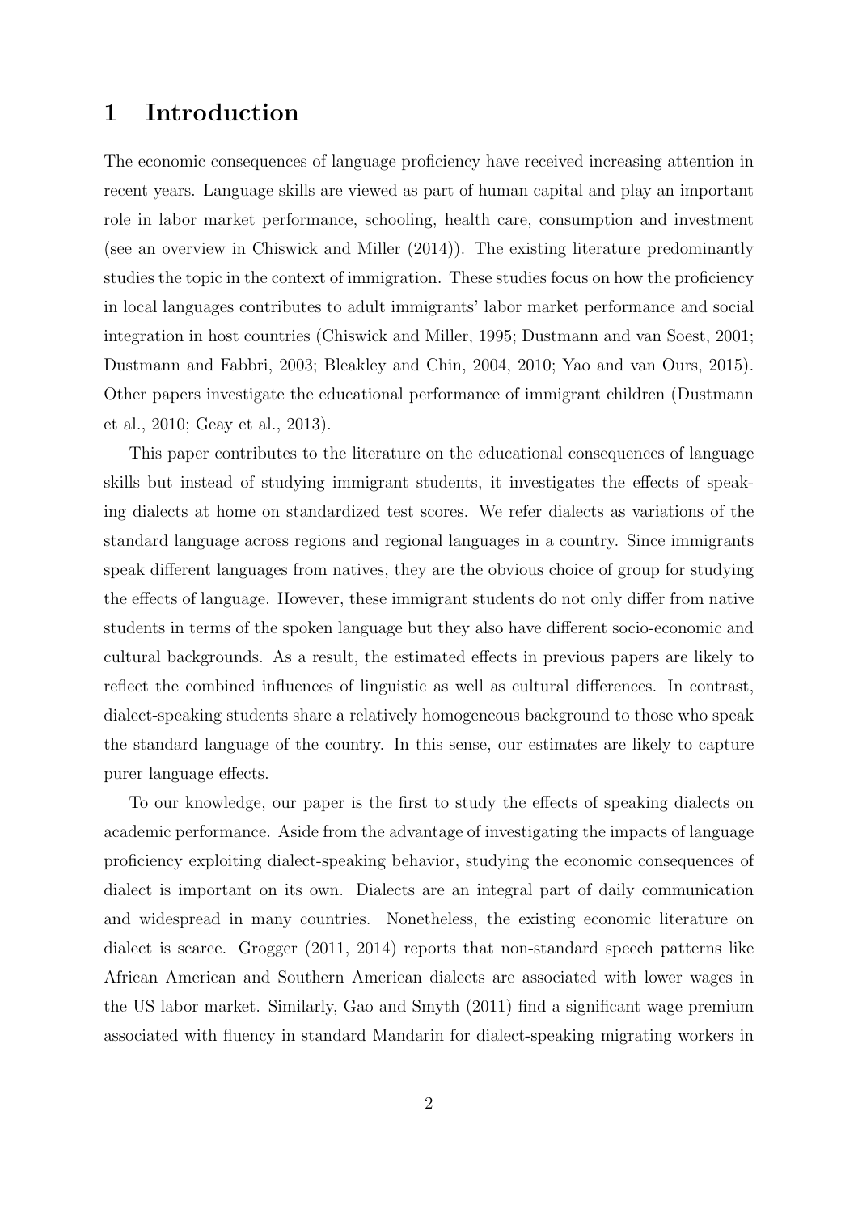# 1 Introduction

The economic consequences of language proficiency have received increasing attention in recent years. Language skills are viewed as part of human capital and play an important role in labor market performance, schooling, health care, consumption and investment (see an overview in Chiswick and Miller (2014)). The existing literature predominantly studies the topic in the context of immigration. These studies focus on how the proficiency in local languages contributes to adult immigrants' labor market performance and social integration in host countries (Chiswick and Miller, 1995; Dustmann and van Soest, 2001; Dustmann and Fabbri, 2003; Bleakley and Chin, 2004, 2010; Yao and van Ours, 2015). Other papers investigate the educational performance of immigrant children (Dustmann et al., 2010; Geay et al., 2013).

This paper contributes to the literature on the educational consequences of language skills but instead of studying immigrant students, it investigates the effects of speaking dialects at home on standardized test scores. We refer dialects as variations of the standard language across regions and regional languages in a country. Since immigrants speak different languages from natives, they are the obvious choice of group for studying the effects of language. However, these immigrant students do not only differ from native students in terms of the spoken language but they also have different socio-economic and cultural backgrounds. As a result, the estimated effects in previous papers are likely to reflect the combined influences of linguistic as well as cultural differences. In contrast, dialect-speaking students share a relatively homogeneous background to those who speak the standard language of the country. In this sense, our estimates are likely to capture purer language effects.

To our knowledge, our paper is the first to study the effects of speaking dialects on academic performance. Aside from the advantage of investigating the impacts of language proficiency exploiting dialect-speaking behavior, studying the economic consequences of dialect is important on its own. Dialects are an integral part of daily communication and widespread in many countries. Nonetheless, the existing economic literature on dialect is scarce. Grogger (2011, 2014) reports that non-standard speech patterns like African American and Southern American dialects are associated with lower wages in the US labor market. Similarly, Gao and Smyth (2011) find a significant wage premium associated with fluency in standard Mandarin for dialect-speaking migrating workers in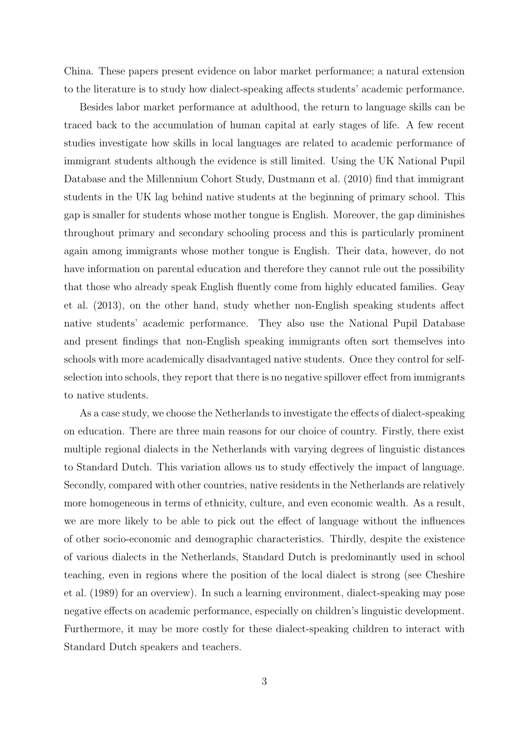China. These papers present evidence on labor market performance; a natural extension to the literature is to study how dialect-speaking affects students' academic performance.

Besides labor market performance at adulthood, the return to language skills can be traced back to the accumulation of human capital at early stages of life. A few recent studies investigate how skills in local languages are related to academic performance of immigrant students although the evidence is still limited. Using the UK National Pupil Database and the Millennium Cohort Study, Dustmann et al. (2010) find that immigrant students in the UK lag behind native students at the beginning of primary school. This gap is smaller for students whose mother tongue is English. Moreover, the gap diminishes throughout primary and secondary schooling process and this is particularly prominent again among immigrants whose mother tongue is English. Their data, however, do not have information on parental education and therefore they cannot rule out the possibility that those who already speak English fluently come from highly educated families. Geay et al. (2013), on the other hand, study whether non-English speaking students affect native students' academic performance. They also use the National Pupil Database and present findings that non-English speaking immigrants often sort themselves into schools with more academically disadvantaged native students. Once they control for self-selection into schools, they report that there is no negative spillover effect from immigrants to native students.

As a case study, we choose the Netherlands to investigate the effects of dialect-speaking on education. There are three main reasons for our choice of country. Firstly, there exist multiple regional dialects in the Netherlands with varying degrees of linguistic distances to Standard Dutch. This variation allows us to study effectively the impact of language. Secondly, compared with other countries, native residents in the Netherlands are relatively more homogeneous in terms of ethnicity, culture, and even economic wealth. As a result, we are more likely to be able to pick out the effect of language without the influences of other socio-economic and demographic characteristics. Thirdly, despite the existence of various dialects in the Netherlands, Standard Dutch is predominantly used in school teaching, even in regions where the position of the local dialect is strong (see Cheshire et al. (1989) for an overview). In such a learning environment, dialect-speaking may pose negative effects on academic performance, especially on children's linguistic development. Furthermore, it may be more costly for these dialect-speaking children to interact with Standard Dutch speakers and teachers.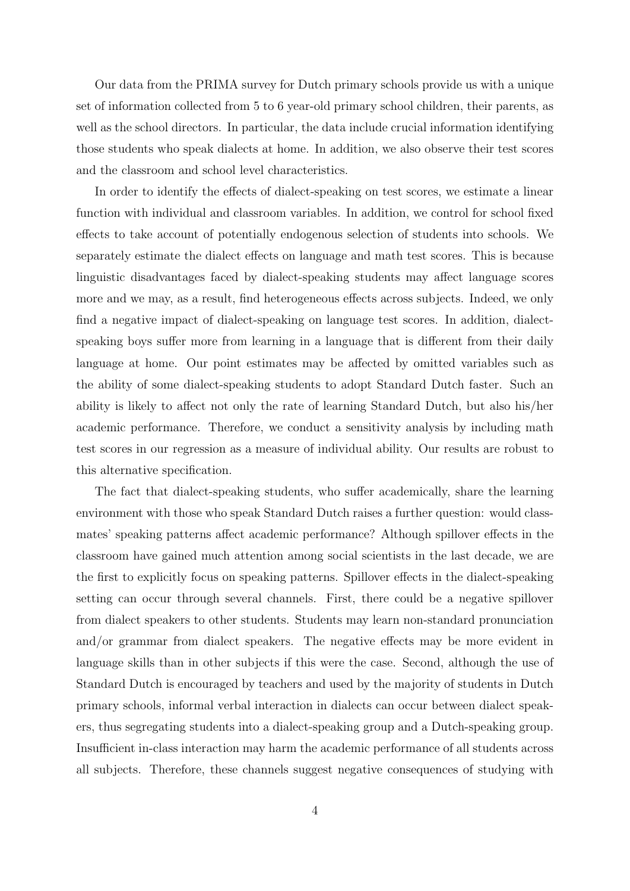Our data from the PRIMA survey for Dutch primary schools provide us with a unique set of information collected from 5 to 6 year-old primary school children, their parents, as well as the school directors. In particular, the data include crucial information identifying those students who speak dialects at home. In addition, we also observe their test scores and the classroom and school level characteristics.

In order to identify the effects of dialect-speaking on test scores, we estimate a linear function with individual and classroom variables. In addition, we control for school fixed effects to take account of potentially endogenous selection of students into schools. We separately estimate the dialect effects on language and math test scores. This is because linguistic disadvantages faced by dialect-speaking students may affect language scores more and we may, as a result, find heterogeneous effects across subjects. Indeed, we only find a negative impact of dialect-speaking on language test scores. In addition, dialect-speaking boys suffer more from learning in a language that is different from their daily language at home. Our point estimates may be affected by omitted variables such as the ability of some dialect-speaking students to adopt Standard Dutch faster. Such an ability is likely to affect not only the rate of learning Standard Dutch, but also his/her academic performance. Therefore, we conduct a sensitivity analysis by including math test scores in our regression as a measure of individual ability. Our results are robust to this alternative specification.

The fact that dialect-speaking students, who suffer academically, share the learning environment with those who speak Standard Dutch raises a further question: would classmates' speaking patterns affect academic performance? Although spillover effects in the classroom have gained much attention among social scientists in the last decade, we are the first to explicitly focus on speaking patterns. Spillover effects in the dialect-speaking setting can occur through several channels. First, there could be a negative spillover from dialect speakers to other students. Students may learn non-standard pronunciation and/or grammar from dialect speakers. The negative effects may be more evident in language skills than in other subjects if this were the case. Second, although the use of Standard Dutch is encouraged by teachers and used by the majority of students in Dutch primary schools, informal verbal interaction in dialects can occur between dialect speakers, thus segregating students into a dialect-speaking group and a Dutch-speaking group. Insufficient in-class interaction may harm the academic performance of all students across all subjects. Therefore, these channels suggest negative consequences of studying with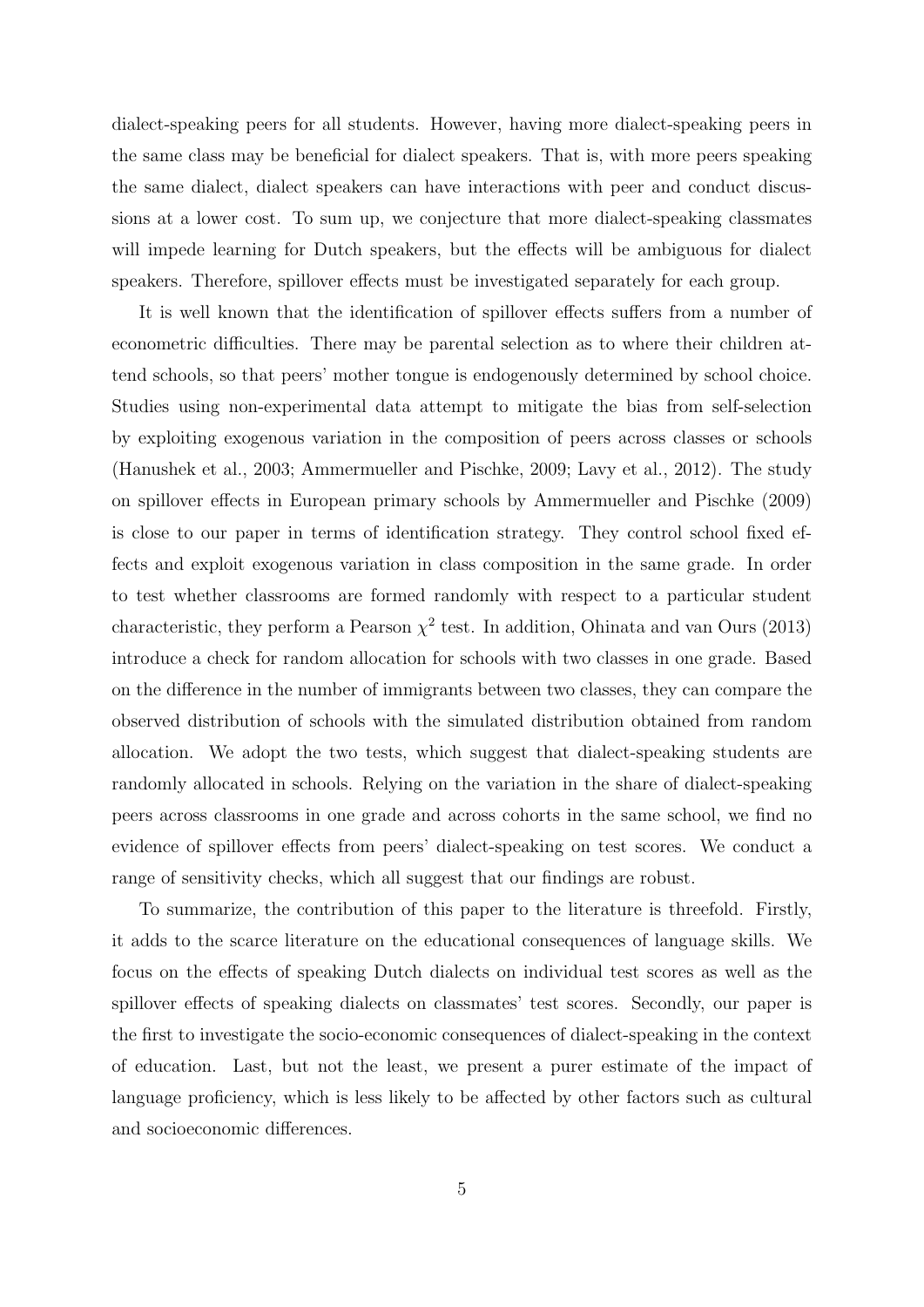dialect-speaking peers for all students. However, having more dialect-speaking peers in the same class may be beneficial for dialect speakers. That is, with more peers speaking the same dialect, dialect speakers can have interactions with peer and conduct discussions at a lower cost. To sum up, we conjecture that more dialect-speaking classmates will impede learning for Dutch speakers, but the effects will be ambiguous for dialect speakers. Therefore, spillover effects must be investigated separately for each group.

It is well known that the identification of spillover effects suffers from a number of econometric difficulties. There may be parental selection as to where their children attend schools, so that peers' mother tongue is endogenously determined by school choice. Studies using non-experimental data attempt to mitigate the bias from self-selection by exploiting exogenous variation in the composition of peers across classes or schools (Hanushek et al., 2003; Ammermueller and Pischke, 2009; Lavy et al., 2012). The study on spillover effects in European primary schools by Ammermueller and Pischke (2009) is close to our paper in terms of identification strategy. They control school fixed effects and exploit exogenous variation in class composition in the same grade. In order to test whether classrooms are formed randomly with respect to a particular student characteristic, they perform a Pearson $\chi^2$ test. In addition, Ohinata and van Ours (2013) introduce a check for random allocation for schools with two classes in one grade. Based on the difference in the number of immigrants between two classes, they can compare the observed distribution of schools with the simulated distribution obtained from random allocation. We adopt the two tests, which suggest that dialect-speaking students are randomly allocated in schools. Relying on the variation in the share of dialect-speaking peers across classrooms in one grade and across cohorts in the same school, we find no evidence of spillover effects from peers' dialect-speaking on test scores. We conduct a range of sensitivity checks, which all suggest that our findings are robust.

To summarize, the contribution of this paper to the literature is threefold. Firstly, it adds to the scarce literature on the educational consequences of language skills. We focus on the effects of speaking Dutch dialects on individual test scores as well as the spillover effects of speaking dialects on classmates' test scores. Secondly, our paper is the first to investigate the socio-economic consequences of dialect-speaking in the context of education. Last, but not the least, we present a purer estimate of the impact of language proficiency, which is less likely to be affected by other factors such as cultural and socioeconomic differences.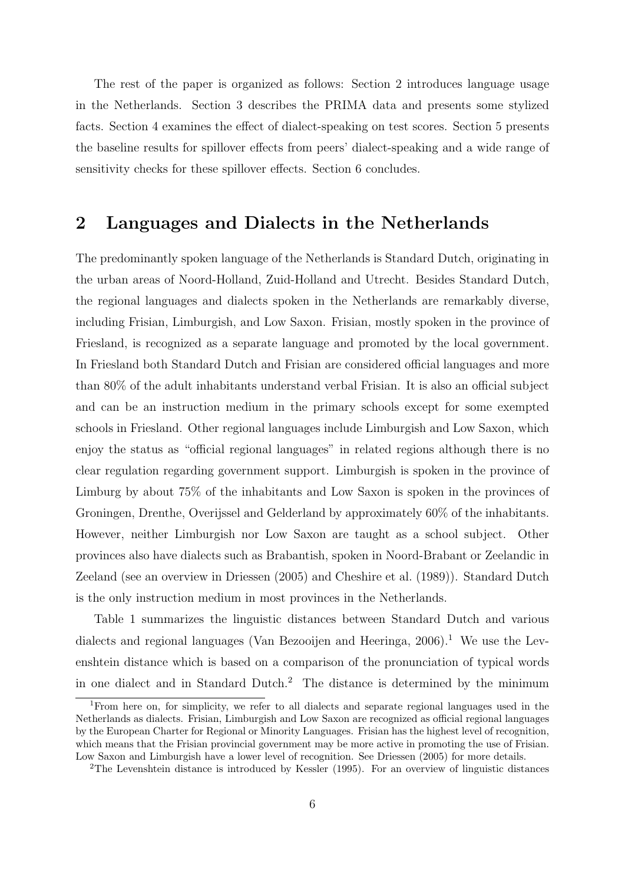The rest of the paper is organized as follows: Section 2 introduces language usage in the Netherlands. Section 3 describes the PRIMA data and presents some stylized facts. Section 4 examines the effect of dialect-speaking on test scores. Section 5 presents the baseline results for spillover effects from peers' dialect-speaking and a wide range of sensitivity checks for these spillover effects. Section 6 concludes.

## 2 Languages and Dialects in the Netherlands

The predominantly spoken language of the Netherlands is Standard Dutch, originating in the urban areas of Noord-Holland, Zuid-Holland and Utrecht. Besides Standard Dutch, the regional languages and dialects spoken in the Netherlands are remarkably diverse, including Frisian, Limburgish, and Low Saxon. Frisian, mostly spoken in the province of Friesland, is recognized as a separate language and promoted by the local government. In Friesland both Standard Dutch and Frisian are considered official languages and more than 80% of the adult inhabitants understand verbal Frisian. It is also an official subject and can be an instruction medium in the primary schools except for some exempted schools in Friesland. Other regional languages include Limburgish and Low Saxon, which enjoy the status as "official regional languages" in related regions although there is no clear regulation regarding government support. Limburgish is spoken in the province of Limburg by about 75% of the inhabitants and Low Saxon is spoken in the provinces of Groningen, Drenthe, Overijssel and Gelderland by approximately 60% of the inhabitants. However, neither Limburgish nor Low Saxon are taught as a school subject. Other provinces also have dialects such as Brabantish, spoken in Noord-Brabant or Zeelandic in Zeeland (see an overview in Driessen (2005) and Cheshire et al. (1989)). Standard Dutch is the only instruction medium in most provinces in the Netherlands.

Table 1 summarizes the linguistic distances between Standard Dutch and various dialects and regional languages (Van Bezooijen and Heeringa, 2006).[1] We use the Levenshtein distance which is based on a comparison of the pronunciation of typical words in one dialect and in Standard Dutch.[2] The distance is determined by the minimum

[1] From here on, for simplicity, we refer to all dialects and separate regional languages used in the Netherlands as dialects. Frisian, Limburgish and Low Saxon are recognized as official regional languages by the European Charter for Regional or Minority Languages. Frisian has the highest level of recognition, which means that the Frisian provincial government may be more active in promoting the use of Frisian. Low Saxon and Limburgish have a lower level of recognition. See Driessen (2005) for more details.

[2] The Levenshtein distance is introduced by Kessler (1995). For an overview of linguistic distances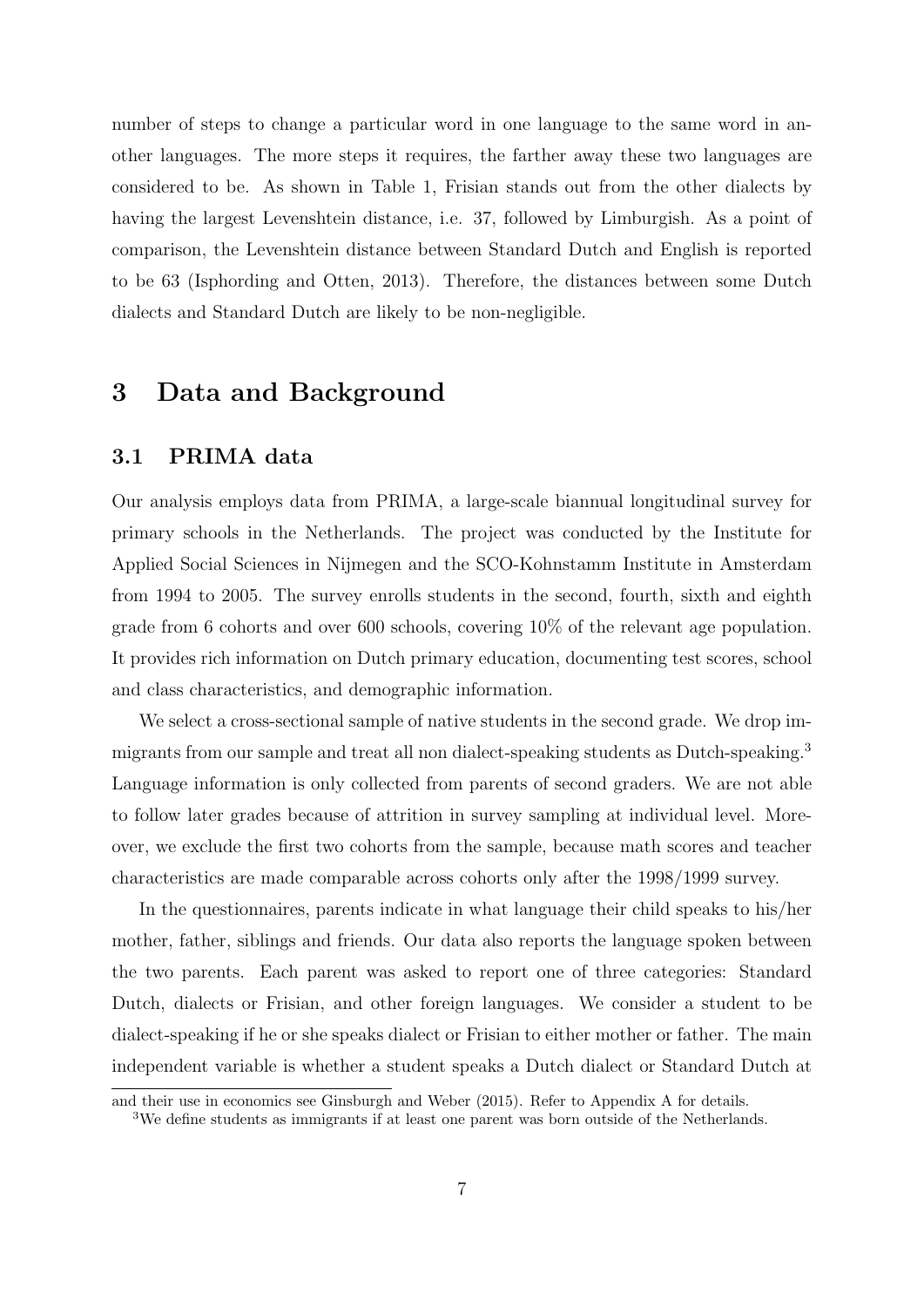number of steps to change a particular word in one language to the same word in another languages. The more steps it requires, the farther away these two languages are considered to be. As shown in Table 1, Frisian stands out from the other dialects by having the largest Levenshtein distance, i.e. 37, followed by Limburgish. As a point of comparison, the Levenshtein distance between Standard Dutch and English is reported to be 63 (Isphording and Otten, 2013). Therefore, the distances between some Dutch dialects and Standard Dutch are likely to be non-negligible.

# 3 Data and Background

## 3.1 PRIMA data

Our analysis employs data from PRIMA, a large-scale biannual longitudinal survey for primary schools in the Netherlands. The project was conducted by the Institute for Applied Social Sciences in Nijmegen and the SCO-Kohnstamm Institute in Amsterdam from 1994 to 2005. The survey enrolls students in the second, fourth, sixth and eighth grade from 6 cohorts and over 600 schools, covering 10% of the relevant age population. It provides rich information on Dutch primary education, documenting test scores, school and class characteristics, and demographic information.

We select a cross-sectional sample of native students in the second grade. We drop immigrants from our sample and treat all non dialect-speaking students as Dutch-speaking.[3] Language information is only collected from parents of second graders. We are not able to follow later grades because of attrition in survey sampling at individual level. Moreover, we exclude the first two cohorts from the sample, because math scores and teacher characteristics are made comparable across cohorts only after the 1998/1999 survey.

In the questionnaires, parents indicate in what language their child speaks to his/her mother, father, siblings and friends. Our data also reports the language spoken between the two parents. Each parent was asked to report one of three categories: Standard Dutch, dialects or Frisian, and other foreign languages. We consider a student to be dialect-speaking if he or she speaks dialect or Frisian to either mother or father. The main independent variable is whether a student speaks a Dutch dialect or Standard Dutch at

and their use in economics see Ginsburgh and Weber (2015). Refer to Appendix A for details.

[3]We define students as immigrants if at least one parent was born outside of the Netherlands.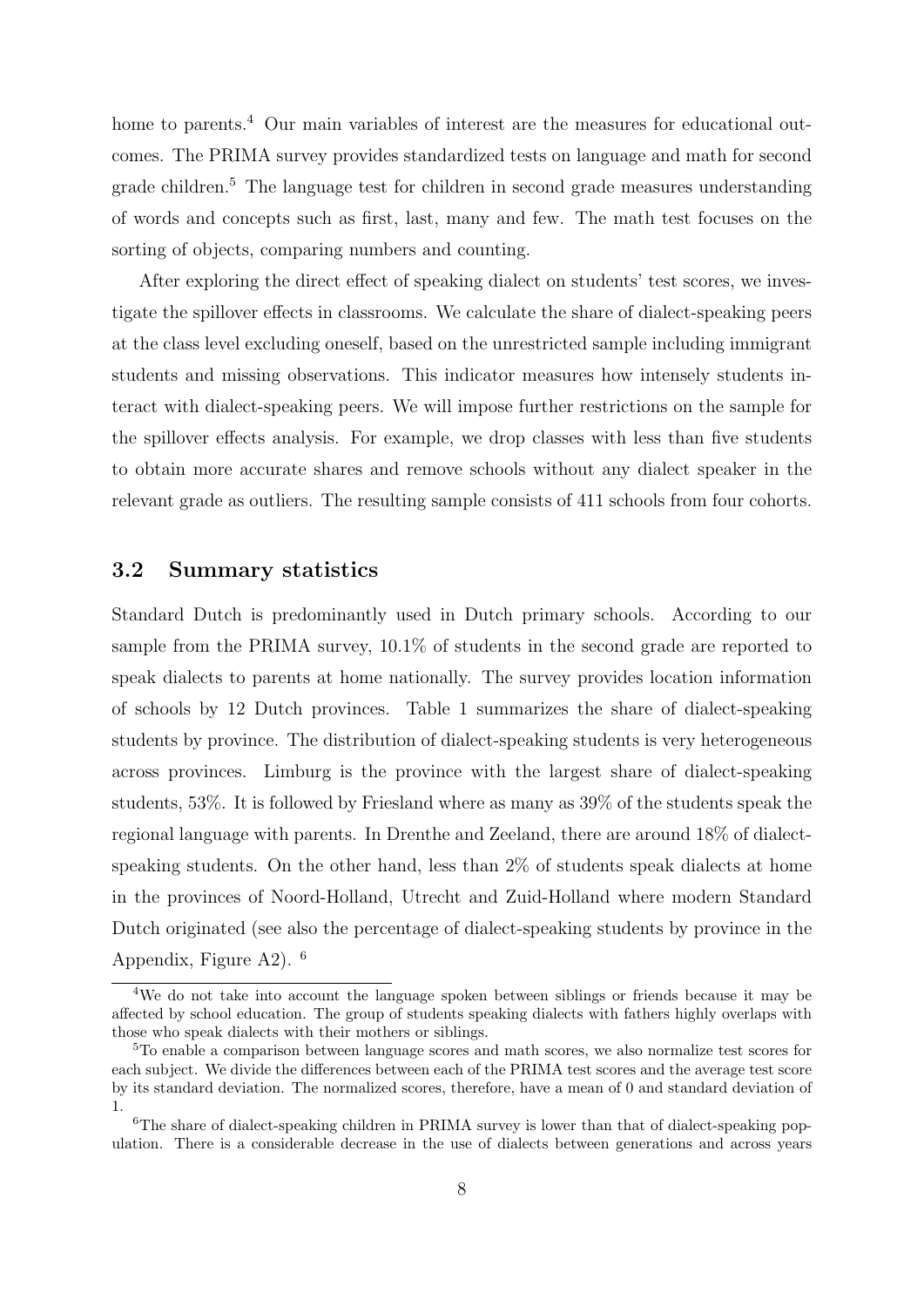home to parents.[4] Our main variables of interest are the measures for educational outcomes. The PRIMA survey provides standardized tests on language and math for second grade children.[5] The language test for children in second grade measures understanding of words and concepts such as first, last, many and few. The math test focuses on the sorting of objects, comparing numbers and counting.

After exploring the direct effect of speaking dialect on students' test scores, we investigate the spillover effects in classrooms. We calculate the share of dialect-speaking peers at the class level excluding oneself, based on the unrestricted sample including immigrant students and missing observations. This indicator measures how intensely students interact with dialect-speaking peers. We will impose further restrictions on the sample for the spillover effects analysis. For example, we drop classes with less than five students to obtain more accurate shares and remove schools without any dialect speaker in the relevant grade as outliers. The resulting sample consists of 411 schools from four cohorts.

### 3.2 Summary statistics

Standard Dutch is predominantly used in Dutch primary schools. According to our sample from the PRIMA survey, 10.1% of students in the second grade are reported to speak dialects to parents at home nationally. The survey provides location information of schools by 12 Dutch provinces. Table 1 summarizes the share of dialect-speaking students by province. The distribution of dialect-speaking students is very heterogeneous across provinces. Limburg is the province with the largest share of dialect-speaking students, 53%. It is followed by Friesland where as many as 39% of the students speak the regional language with parents. In Drenthe and Zeeland, there are around 18% of dialect-speaking students. On the other hand, less than 2% of students speak dialects at home in the provinces of Noord-Holland, Utrecht and Zuid-Holland where modern Standard Dutch originated (see also the percentage of dialect-speaking students by province in the Appendix, Figure A2). [6]

---

[4] We do not take into account the language spoken between siblings or friends because it may be affected by school education. The group of students speaking dialects with fathers highly overlaps with those who speak dialects with their mothers or siblings.

[5] To enable a comparison between language scores and math scores, we also normalize test scores for each subject. We divide the differences between each of the PRIMA test scores and the average test score by its standard deviation. The normalized scores, therefore, have a mean of 0 and standard deviation of 1.

[6] The share of dialect-speaking children in PRIMA survey is lower than that of dialect-speaking population. There is a considerable decrease in the use of dialects between generations and across years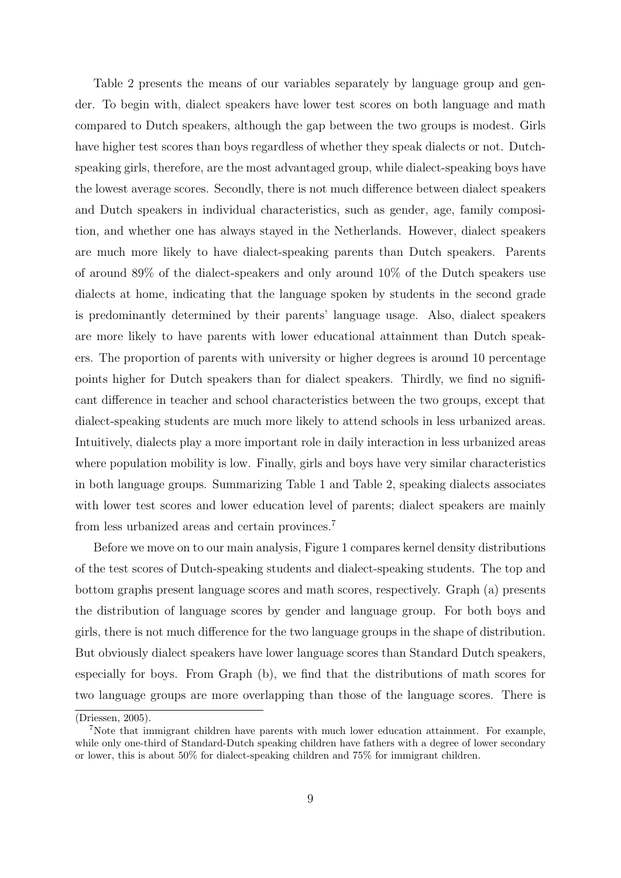Table 2 presents the means of our variables separately by language group and gender. To begin with, dialect speakers have lower test scores on both language and math compared to Dutch speakers, although the gap between the two groups is modest. Girls have higher test scores than boys regardless of whether they speak dialects or not. Dutch-speaking girls, therefore, are the most advantaged group, while dialect-speaking boys have the lowest average scores. Secondly, there is not much difference between dialect speakers and Dutch speakers in individual characteristics, such as gender, age, family composition, and whether one has always stayed in the Netherlands. However, dialect speakers are much more likely to have dialect-speaking parents than Dutch speakers. Parents of around 89% of the dialect-speakers and only around 10% of the Dutch speakers use dialects at home, indicating that the language spoken by students in the second grade is predominantly determined by their parents' language usage. Also, dialect speakers are more likely to have parents with lower educational attainment than Dutch speakers. The proportion of parents with university or higher degrees is around 10 percentage points higher for Dutch speakers than for dialect speakers. Thirdly, we find no significant difference in teacher and school characteristics between the two groups, except that dialect-speaking students are much more likely to attend schools in less urbanized areas. Intuitively, dialects play a more important role in daily interaction in less urbanized areas where population mobility is low. Finally, girls and boys have very similar characteristics in both language groups. Summarizing Table 1 and Table 2, speaking dialects associates with lower test scores and lower education level of parents; dialect speakers are mainly from less urbanized areas and certain provinces.[7]

Before we move on to our main analysis, Figure 1 compares kernel density distributions of the test scores of Dutch-speaking students and dialect-speaking students. The top and bottom graphs present language scores and math scores, respectively. Graph (a) presents the distribution of language scores by gender and language group. For both boys and girls, there is not much difference for the two language groups in the shape of distribution. But obviously dialect speakers have lower language scores than Standard Dutch speakers, especially for boys. From Graph (b), we find that the distributions of math scores for two language groups are more overlapping than those of the language scores. There is

(Driessen, 2005).

[7]Note that immigrant children have parents with much lower education attainment. For example, while only one-third of Standard-Dutch speaking children have fathers with a degree of lower secondary or lower, this is about 50% for dialect-speaking children and 75% for immigrant children.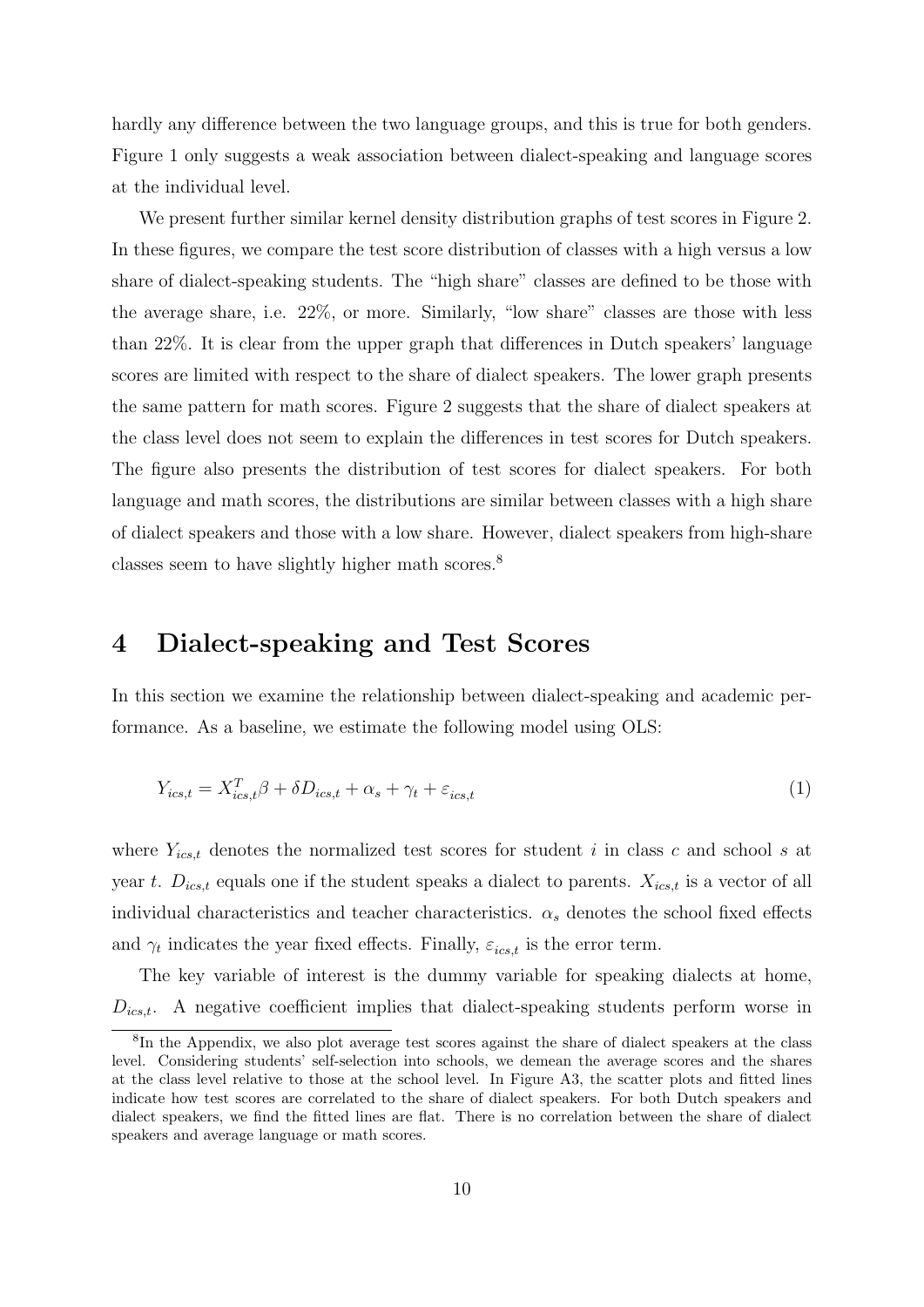hardly any difference between the two language groups, and this is true for both genders. Figure 1 only suggests a weak association between dialect-speaking and language scores at the individual level.

We present further similar kernel density distribution graphs of test scores in Figure 2. In these figures, we compare the test score distribution of classes with a high versus a low share of dialect-speaking students. The "high share" classes are defined to be those with the average share, i.e. 22%, or more. Similarly, "low share" classes are those with less than 22%. It is clear from the upper graph that differences in Dutch speakers' language scores are limited with respect to the share of dialect speakers. The lower graph presents the same pattern for math scores. Figure 2 suggests that the share of dialect speakers at the class level does not seem to explain the differences in test scores for Dutch speakers. The figure also presents the distribution of test scores for dialect speakers. For both language and math scores, the distributions are similar between classes with a high share of dialect speakers and those with a low share. However, dialect speakers from high-share classes seem to have slightly higher math scores.[8]

## 4 Dialect-speaking and Test Scores

In this section we examine the relationship between dialect-speaking and academic performance. As a baseline, we estimate the following model using OLS:

$$Y_{ics,t} = X_{ics,t}^{T}\beta + \delta D_{ics,t} + \alpha_s + \gamma_t + \varepsilon_{ics,t} \tag{1}$$

where $Y_{ics,t}$ denotes the normalized test scores for student $i$ in class $c$ and school $s$ at year $t$. $D_{ics,t}$ equals one if the student speaks a dialect to parents. $X_{ics,t}$ is a vector of all individual characteristics and teacher characteristics. $\alpha_s$ denotes the school fixed effects and $\gamma_t$ indicates the year fixed effects. Finally, $\varepsilon_{ics,t}$ is the error term.

The key variable of interest is the dummy variable for speaking dialects at home, $D_{ics,t}$. A negative coefficient implies that dialect-speaking students perform worse in

[8] In the Appendix, we also plot average test scores against the share of dialect speakers at the class level. Considering students' self-selection into schools, we demean the average scores and the shares at the class level relative to those at the school level. In Figure A3, the scatter plots and fitted lines indicate how test scores are correlated to the share of dialect speakers. For both Dutch speakers and dialect speakers, we find the fitted lines are flat. There is no correlation between the share of dialect speakers and average language or math scores.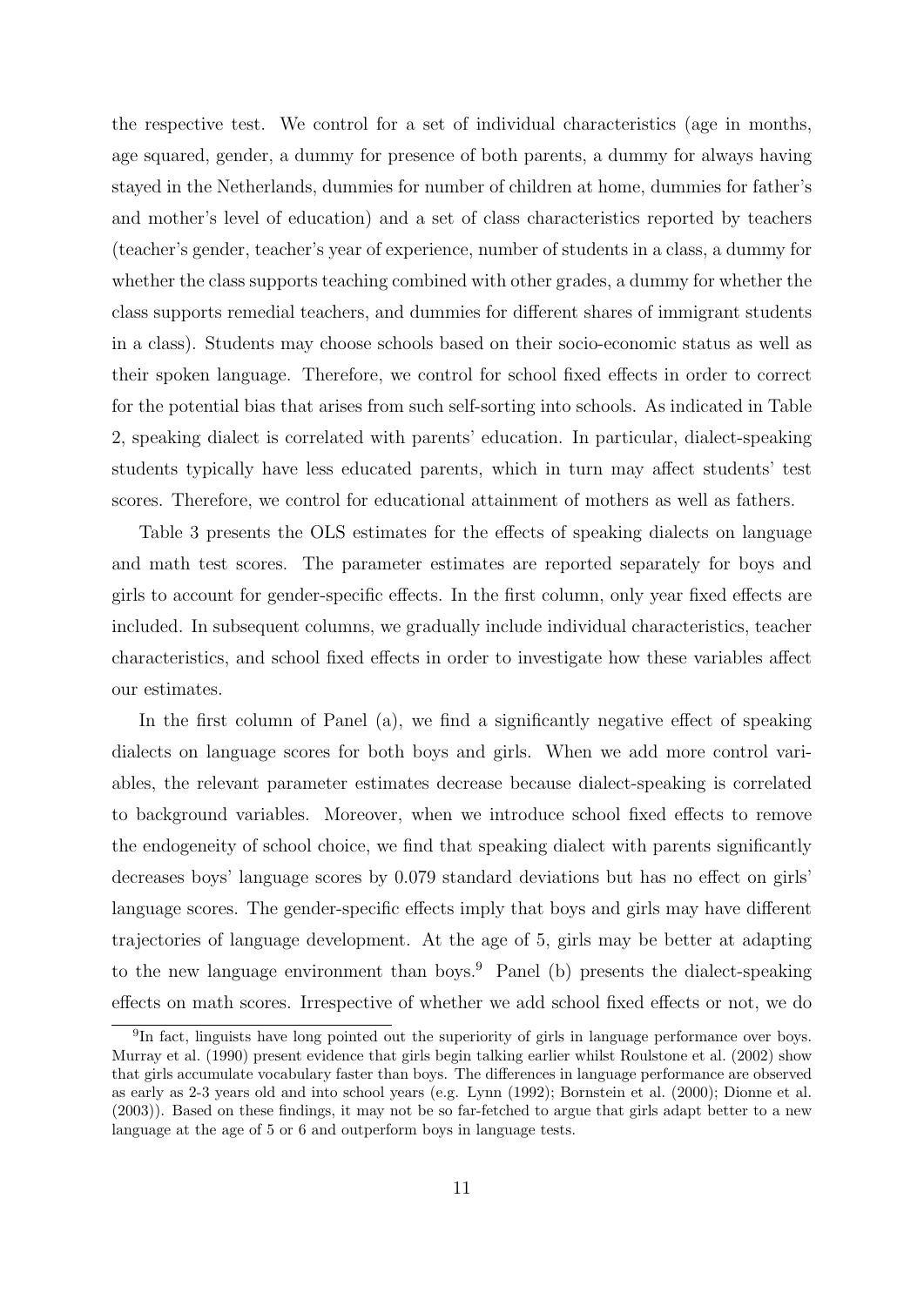the respective test. We control for a set of individual characteristics (age in months, age squared, gender, a dummy for presence of both parents, a dummy for always having stayed in the Netherlands, dummies for number of children at home, dummies for father's and mother's level of education) and a set of class characteristics reported by teachers (teacher's gender, teacher's year of experience, number of students in a class, a dummy for whether the class supports teaching combined with other grades, a dummy for whether the class supports remedial teachers, and dummies for different shares of immigrant students in a class). Students may choose schools based on their socio-economic status as well as their spoken language. Therefore, we control for school fixed effects in order to correct for the potential bias that arises from such self-sorting into schools. As indicated in Table 2, speaking dialect is correlated with parents' education. In particular, dialect-speaking students typically have less educated parents, which in turn may affect students' test scores. Therefore, we control for educational attainment of mothers as well as fathers.

Table 3 presents the OLS estimates for the effects of speaking dialects on language and math test scores. The parameter estimates are reported separately for boys and girls to account for gender-specific effects. In the first column, only year fixed effects are included. In subsequent columns, we gradually include individual characteristics, teacher characteristics, and school fixed effects in order to investigate how these variables affect our estimates.

In the first column of Panel (a), we find a significantly negative effect of speaking dialects on language scores for both boys and girls. When we add more control variables, the relevant parameter estimates decrease because dialect-speaking is correlated to background variables. Moreover, when we introduce school fixed effects to remove the endogeneity of school choice, we find that speaking dialect with parents significantly decreases boys' language scores by 0.079 standard deviations but has no effect on girls' language scores. The gender-specific effects imply that boys and girls may have different trajectories of language development. At the age of 5, girls may be better at adapting to the new language environment than boys.[9] Panel (b) presents the dialect-speaking effects on math scores. Irrespective of whether we add school fixed effects or not, we do

[9] In fact, linguists have long pointed out the superiority of girls in language performance over boys. Murray et al. (1990) present evidence that girls begin talking earlier whilst Roulstone et al. (2002) show that girls accumulate vocabulary faster than boys. The differences in language performance are observed as early as 2-3 years old and into school years (e.g. Lynn (1992); Bornstein et al. (2000); Dionne et al. (2003)). Based on these findings, it may not be so far-fetched to argue that girls adapt better to a new language at the age of 5 or 6 and outperform boys in language tests.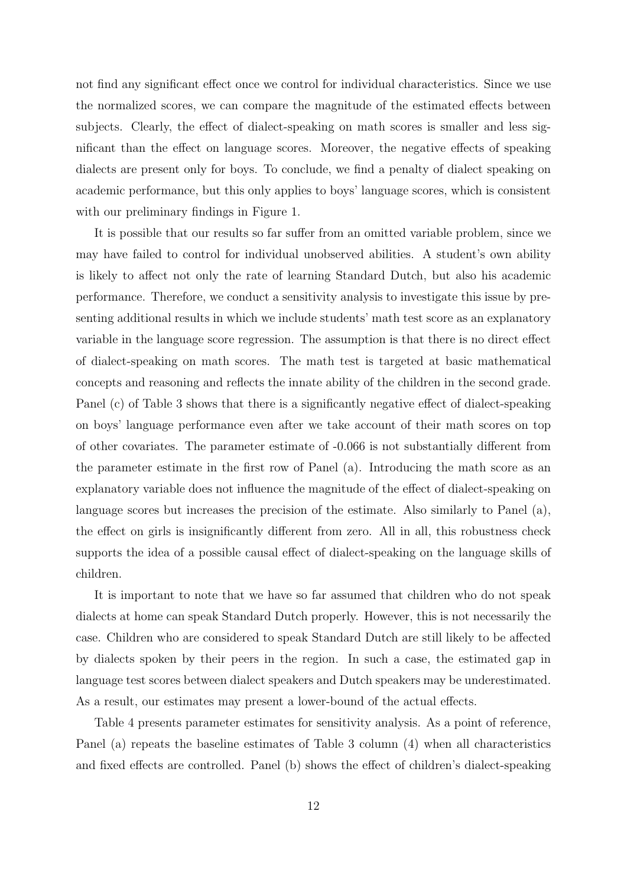not find any significant effect once we control for individual characteristics. Since we use the normalized scores, we can compare the magnitude of the estimated effects between subjects. Clearly, the effect of dialect-speaking on math scores is smaller and less significant than the effect on language scores. Moreover, the negative effects of speaking dialects are present only for boys. To conclude, we find a penalty of dialect speaking on academic performance, but this only applies to boys' language scores, which is consistent with our preliminary findings in Figure 1.

It is possible that our results so far suffer from an omitted variable problem, since we may have failed to control for individual unobserved abilities. A student's own ability is likely to affect not only the rate of learning Standard Dutch, but also his academic performance. Therefore, we conduct a sensitivity analysis to investigate this issue by presenting additional results in which we include students' math test score as an explanatory variable in the language score regression. The assumption is that there is no direct effect of dialect-speaking on math scores. The math test is targeted at basic mathematical concepts and reasoning and reflects the innate ability of the children in the second grade. Panel (c) of Table 3 shows that there is a significantly negative effect of dialect-speaking on boys' language performance even after we take account of their math scores on top of other covariates. The parameter estimate of -0.066 is not substantially different from the parameter estimate in the first row of Panel (a). Introducing the math score as an explanatory variable does not influence the magnitude of the effect of dialect-speaking on language scores but increases the precision of the estimate. Also similarly to Panel (a), the effect on girls is insignificantly different from zero. All in all, this robustness check supports the idea of a possible causal effect of dialect-speaking on the language skills of children.

It is important to note that we have so far assumed that children who do not speak dialects at home can speak Standard Dutch properly. However, this is not necessarily the case. Children who are considered to speak Standard Dutch are still likely to be affected by dialects spoken by their peers in the region. In such a case, the estimated gap in language test scores between dialect speakers and Dutch speakers may be underestimated. As a result, our estimates may present a lower-bound of the actual effects.

Table 4 presents parameter estimates for sensitivity analysis. As a point of reference, Panel (a) repeats the baseline estimates of Table 3 column (4) when all characteristics and fixed effects are controlled. Panel (b) shows the effect of children's dialect-speaking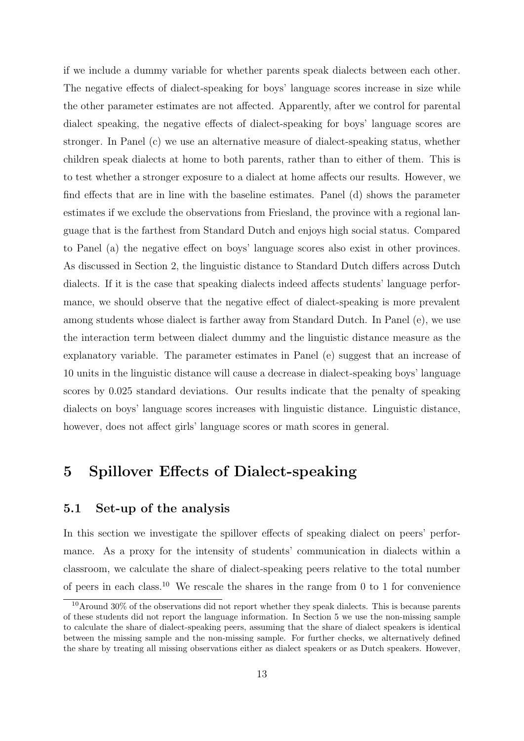if we include a dummy variable for whether parents speak dialects between each other. The negative effects of dialect-speaking for boys' language scores increase in size while the other parameter estimates are not affected. Apparently, after we control for parental dialect speaking, the negative effects of dialect-speaking for boys' language scores are stronger. In Panel (c) we use an alternative measure of dialect-speaking status, whether children speak dialects at home to both parents, rather than to either of them. This is to test whether a stronger exposure to a dialect at home affects our results. However, we find effects that are in line with the baseline estimates. Panel (d) shows the parameter estimates if we exclude the observations from Friesland, the province with a regional language that is the farthest from Standard Dutch and enjoys high social status. Compared to Panel (a) the negative effect on boys' language scores also exist in other provinces. As discussed in Section 2, the linguistic distance to Standard Dutch differs across Dutch dialects. If it is the case that speaking dialects indeed affects students' language performance, we should observe that the negative effect of dialect-speaking is more prevalent among students whose dialect is farther away from Standard Dutch. In Panel (e), we use the interaction term between dialect dummy and the linguistic distance measure as the explanatory variable. The parameter estimates in Panel (e) suggest that an increase of 10 units in the linguistic distance will cause a decrease in dialect-speaking boys' language scores by 0.025 standard deviations. Our results indicate that the penalty of speaking dialects on boys' language scores increases with linguistic distance. Linguistic distance, however, does not affect girls' language scores or math scores in general.

# 5 Spillover Effects of Dialect-speaking

## 5.1 Set-up of the analysis

In this section we investigate the spillover effects of speaking dialect on peers' performance. As a proxy for the intensity of students' communication in dialects within a classroom, we calculate the share of dialect-speaking peers relative to the total number of peers in each class.[10] We rescale the shares in the range from 0 to 1 for convenience

[10] Around 30% of the observations did not report whether they speak dialects. This is because parents of these students did not report the language information. In Section 5 we use the non-missing sample to calculate the share of dialect-speaking peers, assuming that the share of dialect speakers is identical between the missing sample and the non-missing sample. For further checks, we alternatively defined the share by treating all missing observations either as dialect speakers or as Dutch speakers. However,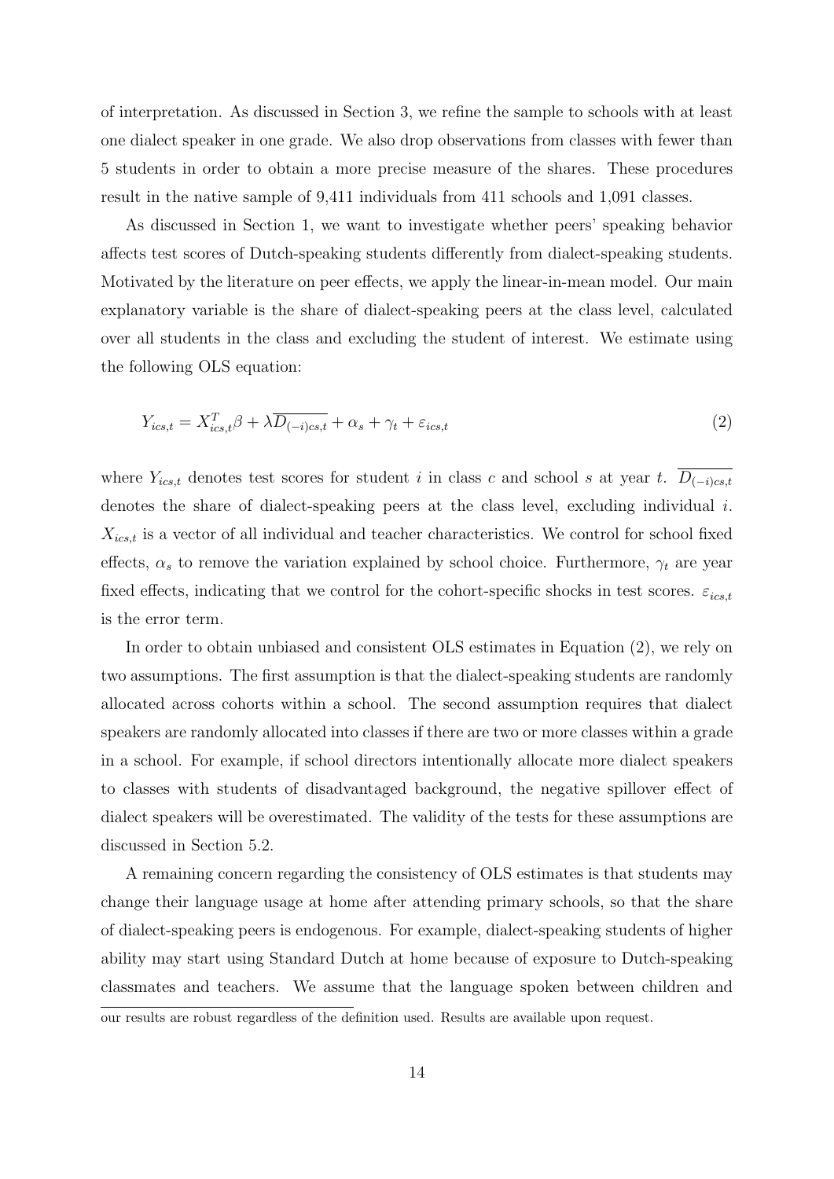of interpretation. As discussed in Section 3, we refine the sample to schools with at least one dialect speaker in one grade. We also drop observations from classes with fewer than 5 students in order to obtain a more precise measure of the shares. These procedures result in the native sample of 9,411 individuals from 411 schools and 1,091 classes.

As discussed in Section 1, we want to investigate whether peers' speaking behavior affects test scores of Dutch-speaking students differently from dialect-speaking students. Motivated by the literature on peer effects, we apply the linear-in-mean model. Our main explanatory variable is the share of dialect-speaking peers at the class level, calculated over all students in the class and excluding the student of interest. We estimate using the following OLS equation:

$$Y_{ics,t} = X_{ics,t}^T\beta + \lambda\overline{D_{(-i)cs,t}} + \alpha_s + \gamma_t + \varepsilon_{ics,t} \tag{2}$$

where $Y_{ics,t}$ denotes test scores for student $i$ in class $c$ and school $s$ at year $t$. $\overline{D_{(-i)cs,t}}$ denotes the share of dialect-speaking peers at the class level, excluding individual $i$. $X_{ics,t}$ is a vector of all individual and teacher characteristics. We control for school fixed effects, $\alpha_s$ to remove the variation explained by school choice. Furthermore, $\gamma_t$ are year fixed effects, indicating that we control for the cohort-specific shocks in test scores. $\varepsilon_{ics,t}$ is the error term.

In order to obtain unbiased and consistent OLS estimates in Equation (2), we rely on two assumptions. The first assumption is that the dialect-speaking students are randomly allocated across cohorts within a school. The second assumption requires that dialect speakers are randomly allocated into classes if there are two or more classes within a grade in a school. For example, if school directors intentionally allocate more dialect speakers to classes with students of disadvantaged background, the negative spillover effect of dialect speakers will be overestimated. The validity of the tests for these assumptions are discussed in Section 5.2.

A remaining concern regarding the consistency of OLS estimates is that students may change their language usage at home after attending primary schools, so that the share of dialect-speaking peers is endogenous. For example, dialect-speaking students of higher ability may start using Standard Dutch at home because of exposure to Dutch-speaking classmates and teachers. We assume that the language spoken between children and

our results are robust regardless of the definition used. Results are available upon request.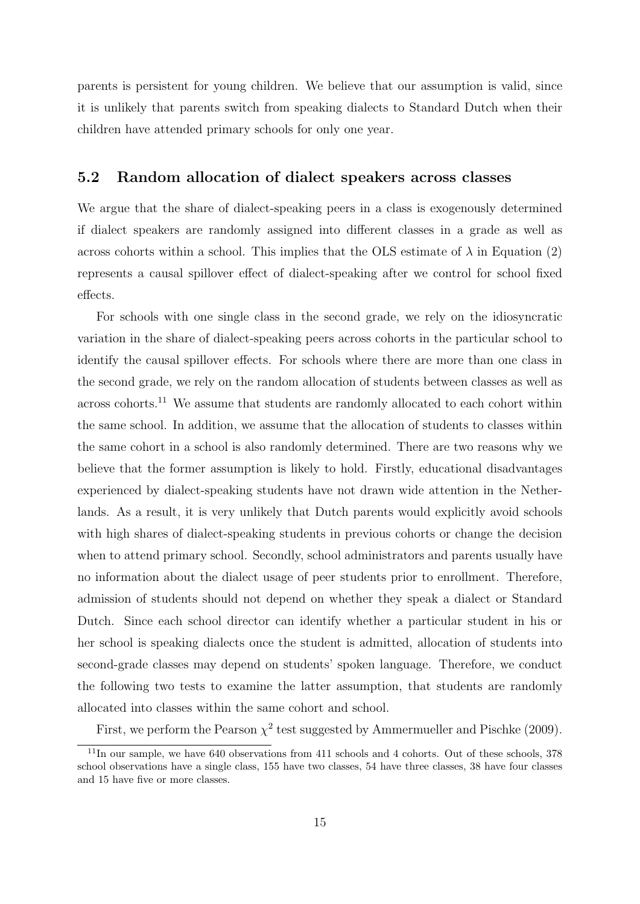parents is persistent for young children. We believe that our assumption is valid, since it is unlikely that parents switch from speaking dialects to Standard Dutch when their children have attended primary schools for only one year.

### 5.2 Random allocation of dialect speakers across classes

We argue that the share of dialect-speaking peers in a class is exogenously determined if dialect speakers are randomly assigned into different classes in a grade as well as across cohorts within a school. This implies that the OLS estimate of $\lambda$ in Equation (2) represents a causal spillover effect of dialect-speaking after we control for school fixed effects.

For schools with one single class in the second grade, we rely on the idiosyncratic variation in the share of dialect-speaking peers across cohorts in the particular school to identify the causal spillover effects. For schools where there are more than one class in the second grade, we rely on the random allocation of students between classes as well as across cohorts.[11] We assume that students are randomly allocated to each cohort within the same school. In addition, we assume that the allocation of students to classes within the same cohort in a school is also randomly determined. There are two reasons why we believe that the former assumption is likely to hold. Firstly, educational disadvantages experienced by dialect-speaking students have not drawn wide attention in the Netherlands. As a result, it is very unlikely that Dutch parents would explicitly avoid schools with high shares of dialect-speaking students in previous cohorts or change the decision when to attend primary school. Secondly, school administrators and parents usually have no information about the dialect usage of peer students prior to enrollment. Therefore, admission of students should not depend on whether they speak a dialect or Standard Dutch. Since each school director can identify whether a particular student in his or her school is speaking dialects once the student is admitted, allocation of students into second-grade classes may depend on students' spoken language. Therefore, we conduct the following two tests to examine the latter assumption, that students are randomly allocated into classes within the same cohort and school.

First, we perform the Pearson $\chi^2$ test suggested by Ammermueller and Pischke (2009).

[11] In our sample, we have 640 observations from 411 schools and 4 cohorts. Out of these schools, 378 school observations have a single class, 155 have two classes, 54 have three classes, 38 have four classes and 15 have five or more classes.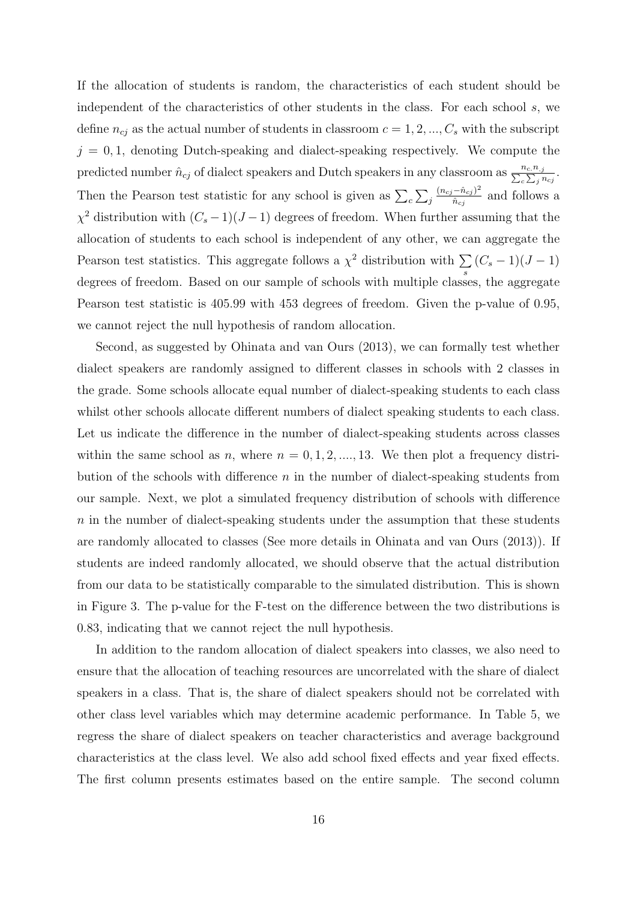If the allocation of students is random, the characteristics of each student should be independent of the characteristics of other students in the class. For each school $s$, we define $n_{cj}$ as the actual number of students in classroom $c = 1, 2, ..., C_s$ with the subscript $j = 0, 1$, denoting Dutch-speaking and dialect-speaking respectively. We compute the predicted number $\hat{n}_{cj}$ of dialect speakers and Dutch speakers in any classroom as $\frac{n_{c.}n_{.j}}{\sum_c \sum_j n_{cj}}$. Then the Pearson test statistic for any school is given as $\sum_c \sum_j \frac{(n_{cj} - \hat{n}_{cj})^2}{\hat{n}_{cj}}$ and follows a $\chi^2$ distribution with $(C_s - 1)(J - 1)$ degrees of freedom. When further assuming that the allocation of students to each school is independent of any other, we can aggregate the Pearson test statistics. This aggregate follows a $\chi^2$ distribution with $\sum_s (C_s - 1)(J - 1)$ degrees of freedom. Based on our sample of schools with multiple classes, the aggregate Pearson test statistic is 405.99 with 453 degrees of freedom. Given the p-value of 0.95, we cannot reject the null hypothesis of random allocation.

Second, as suggested by Ohinata and van Ours (2013), we can formally test whether dialect speakers are randomly assigned to different classes in schools with 2 classes in the grade. Some schools allocate equal number of dialect-speaking students to each class whilst other schools allocate different numbers of dialect speaking students to each class. Let us indicate the difference in the number of dialect-speaking students across classes within the same school as $n$, where $n = 0, 1, 2, ...., 13$. We then plot a frequency distribution of the schools with difference $n$ in the number of dialect-speaking students from our sample. Next, we plot a simulated frequency distribution of schools with difference $n$ in the number of dialect-speaking students under the assumption that these students are randomly allocated to classes (See more details in Ohinata and van Ours (2013)). If students are indeed randomly allocated, we should observe that the actual distribution from our data to be statistically comparable to the simulated distribution. This is shown in Figure 3. The p-value for the F-test on the difference between the two distributions is 0.83, indicating that we cannot reject the null hypothesis.

In addition to the random allocation of dialect speakers into classes, we also need to ensure that the allocation of teaching resources are uncorrelated with the share of dialect speakers in a class. That is, the share of dialect speakers should not be correlated with other class level variables which may determine academic performance. In Table 5, we regress the share of dialect speakers on teacher characteristics and average background characteristics at the class level. We also add school fixed effects and year fixed effects. The first column presents estimates based on the entire sample. The second column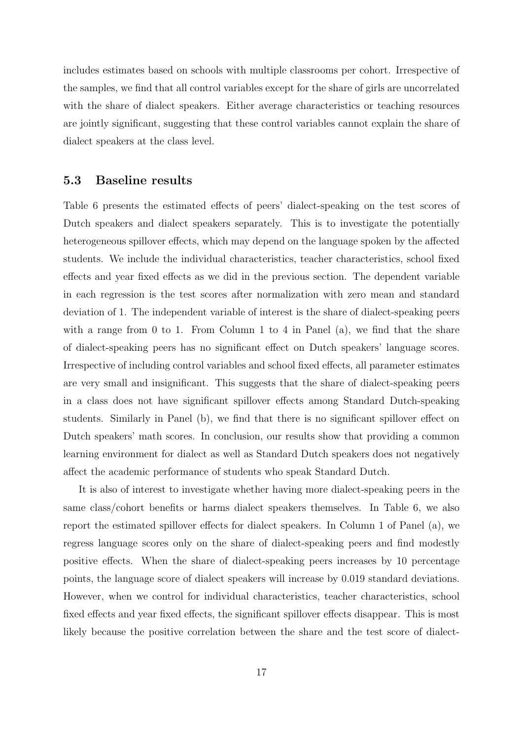includes estimates based on schools with multiple classrooms per cohort. Irrespective of the samples, we find that all control variables except for the share of girls are uncorrelated with the share of dialect speakers. Either average characteristics or teaching resources are jointly significant, suggesting that these control variables cannot explain the share of dialect speakers at the class level.

### 5.3 Baseline results

Table 6 presents the estimated effects of peers' dialect-speaking on the test scores of Dutch speakers and dialect speakers separately. This is to investigate the potentially heterogeneous spillover effects, which may depend on the language spoken by the affected students. We include the individual characteristics, teacher characteristics, school fixed effects and year fixed effects as we did in the previous section. The dependent variable in each regression is the test scores after normalization with zero mean and standard deviation of 1. The independent variable of interest is the share of dialect-speaking peers with a range from 0 to 1. From Column 1 to 4 in Panel (a), we find that the share of dialect-speaking peers has no significant effect on Dutch speakers' language scores. Irrespective of including control variables and school fixed effects, all parameter estimates are very small and insignificant. This suggests that the share of dialect-speaking peers in a class does not have significant spillover effects among Standard Dutch-speaking students. Similarly in Panel (b), we find that there is no significant spillover effect on Dutch speakers' math scores. In conclusion, our results show that providing a common learning environment for dialect as well as Standard Dutch speakers does not negatively affect the academic performance of students who speak Standard Dutch.

It is also of interest to investigate whether having more dialect-speaking peers in the same class/cohort benefits or harms dialect speakers themselves. In Table 6, we also report the estimated spillover effects for dialect speakers. In Column 1 of Panel (a), we regress language scores only on the share of dialect-speaking peers and find modestly positive effects. When the share of dialect-speaking peers increases by 10 percentage points, the language score of dialect speakers will increase by 0.019 standard deviations. However, when we control for individual characteristics, teacher characteristics, school fixed effects and year fixed effects, the significant spillover effects disappear. This is most likely because the positive correlation between the share and the test score of dialect-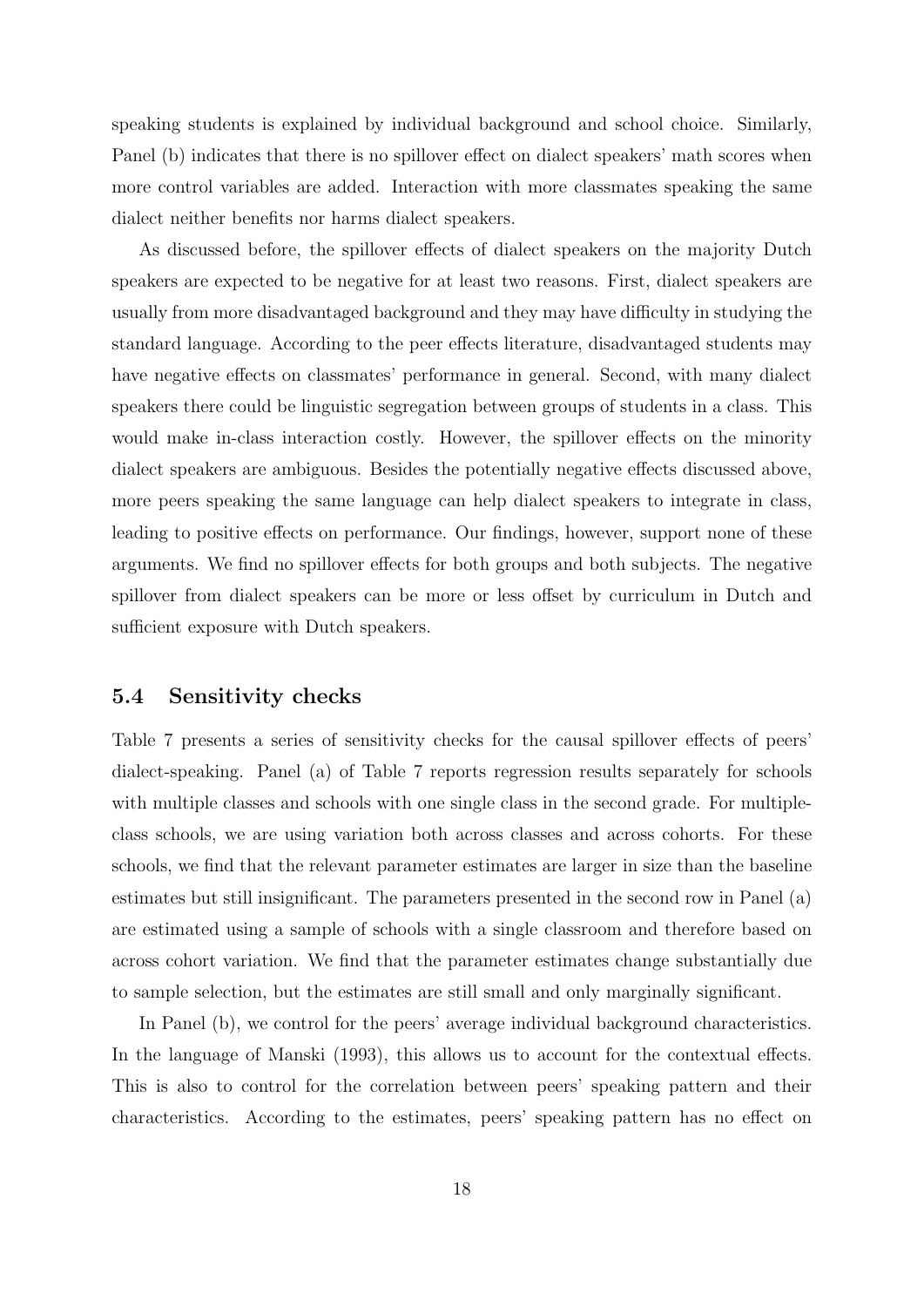speaking students is explained by individual background and school choice. Similarly, Panel (b) indicates that there is no spillover effect on dialect speakers' math scores when more control variables are added. Interaction with more classmates speaking the same dialect neither benefits nor harms dialect speakers.

As discussed before, the spillover effects of dialect speakers on the majority Dutch speakers are expected to be negative for at least two reasons. First, dialect speakers are usually from more disadvantaged background and they may have difficulty in studying the standard language. According to the peer effects literature, disadvantaged students may have negative effects on classmates' performance in general. Second, with many dialect speakers there could be linguistic segregation between groups of students in a class. This would make in-class interaction costly. However, the spillover effects on the minority dialect speakers are ambiguous. Besides the potentially negative effects discussed above, more peers speaking the same language can help dialect speakers to integrate in class, leading to positive effects on performance. Our findings, however, support none of these arguments. We find no spillover effects for both groups and both subjects. The negative spillover from dialect speakers can be more or less offset by curriculum in Dutch and sufficient exposure with Dutch speakers.

### 5.4 Sensitivity checks

Table 7 presents a series of sensitivity checks for the causal spillover effects of peers' dialect-speaking. Panel (a) of Table 7 reports regression results separately for schools with multiple classes and schools with one single class in the second grade. For multiple-class schools, we are using variation both across classes and across cohorts. For these schools, we find that the relevant parameter estimates are larger in size than the baseline estimates but still insignificant. The parameters presented in the second row in Panel (a) are estimated using a sample of schools with a single classroom and therefore based on across cohort variation. We find that the parameter estimates change substantially due to sample selection, but the estimates are still small and only marginally significant.

In Panel (b), we control for the peers' average individual background characteristics. In the language of Manski (1993), this allows us to account for the contextual effects. This is also to control for the correlation between peers' speaking pattern and their characteristics. According to the estimates, peers' speaking pattern has no effect on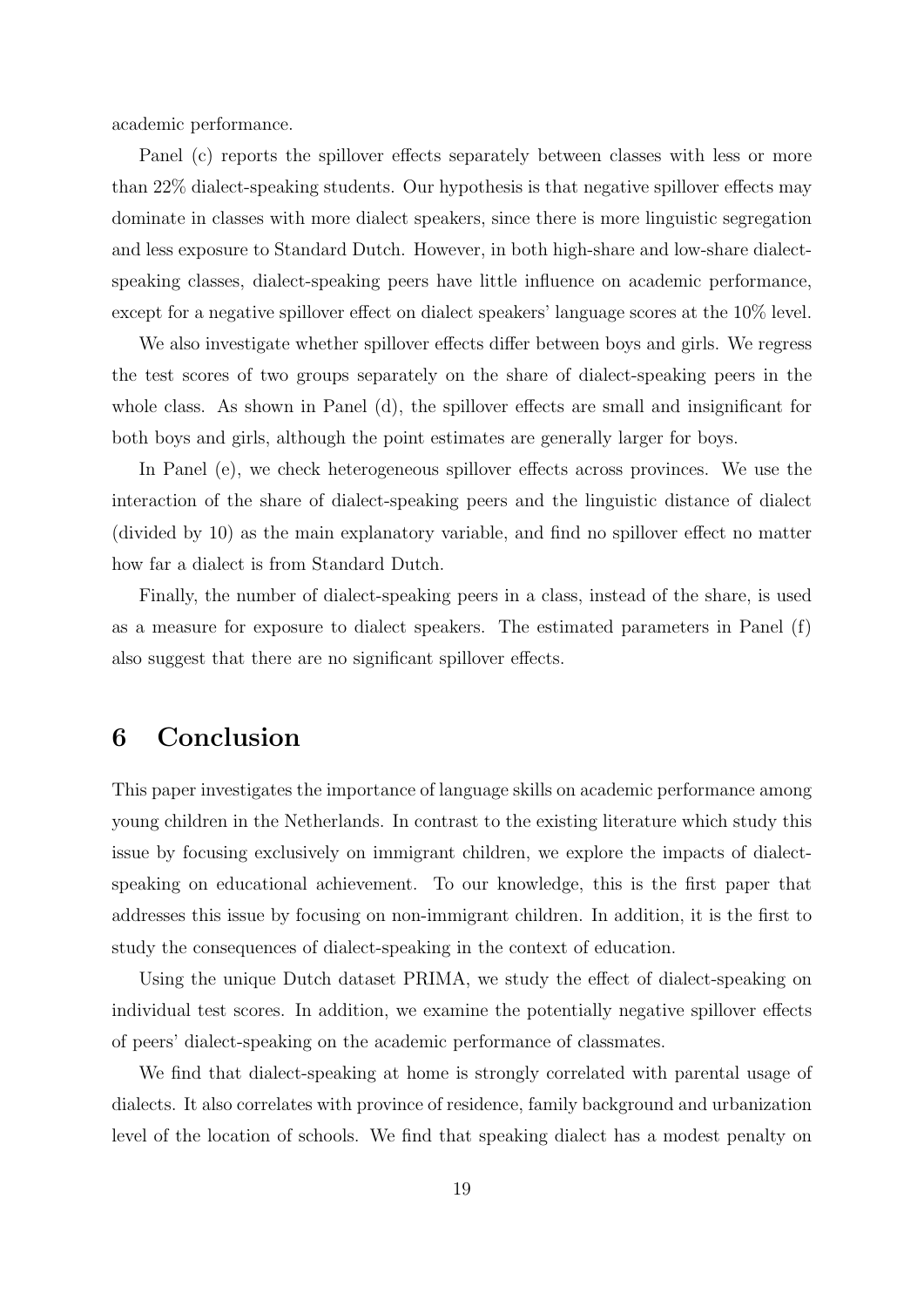academic performance.

Panel (c) reports the spillover effects separately between classes with less or more than 22% dialect-speaking students. Our hypothesis is that negative spillover effects may dominate in classes with more dialect speakers, since there is more linguistic segregation and less exposure to Standard Dutch. However, in both high-share and low-share dialect-speaking classes, dialect-speaking peers have little influence on academic performance, except for a negative spillover effect on dialect speakers' language scores at the 10% level.

We also investigate whether spillover effects differ between boys and girls. We regress the test scores of two groups separately on the share of dialect-speaking peers in the whole class. As shown in Panel (d), the spillover effects are small and insignificant for both boys and girls, although the point estimates are generally larger for boys.

In Panel (e), we check heterogeneous spillover effects across provinces. We use the interaction of the share of dialect-speaking peers and the linguistic distance of dialect (divided by 10) as the main explanatory variable, and find no spillover effect no matter how far a dialect is from Standard Dutch.

Finally, the number of dialect-speaking peers in a class, instead of the share, is used as a measure for exposure to dialect speakers. The estimated parameters in Panel (f) also suggest that there are no significant spillover effects.

# 6 Conclusion

This paper investigates the importance of language skills on academic performance among young children in the Netherlands. In contrast to the existing literature which study this issue by focusing exclusively on immigrant children, we explore the impacts of dialect-speaking on educational achievement. To our knowledge, this is the first paper that addresses this issue by focusing on non-immigrant children. In addition, it is the first to study the consequences of dialect-speaking in the context of education.

Using the unique Dutch dataset PRIMA, we study the effect of dialect-speaking on individual test scores. In addition, we examine the potentially negative spillover effects of peers' dialect-speaking on the academic performance of classmates.

We find that dialect-speaking at home is strongly correlated with parental usage of dialects. It also correlates with province of residence, family background and urbanization level of the location of schools. We find that speaking dialect has a modest penalty on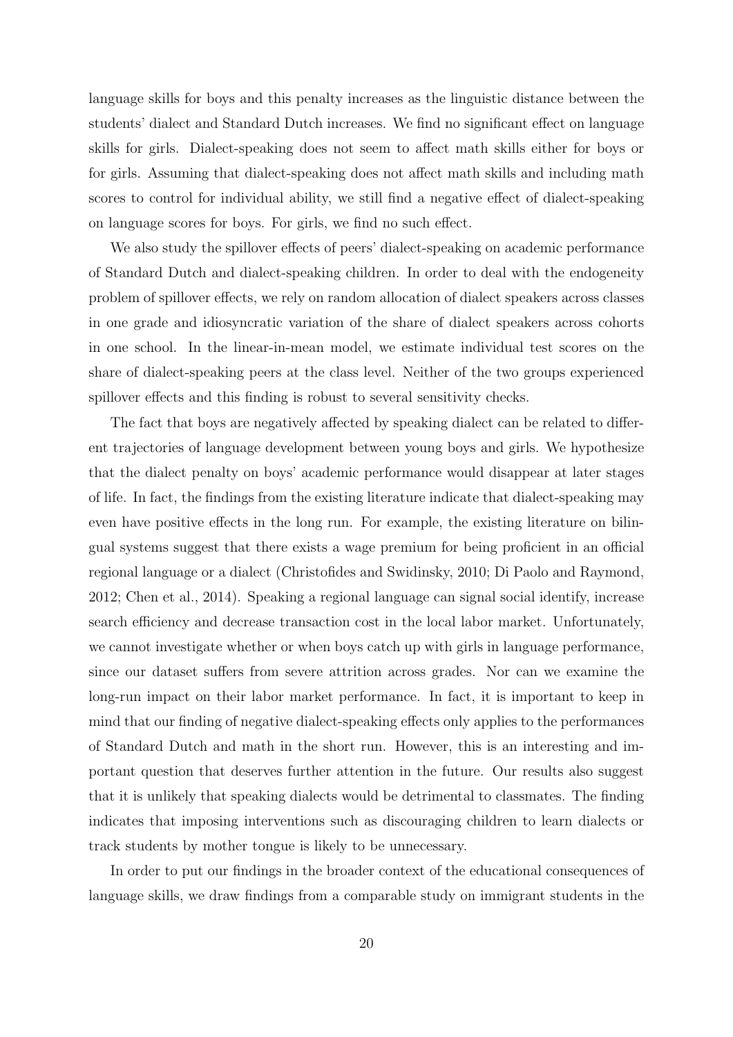language skills for boys and this penalty increases as the linguistic distance between the students' dialect and Standard Dutch increases. We find no significant effect on language skills for girls. Dialect-speaking does not seem to affect math skills either for boys or for girls. Assuming that dialect-speaking does not affect math skills and including math scores to control for individual ability, we still find a negative effect of dialect-speaking on language scores for boys. For girls, we find no such effect.

We also study the spillover effects of peers' dialect-speaking on academic performance of Standard Dutch and dialect-speaking children. In order to deal with the endogeneity problem of spillover effects, we rely on random allocation of dialect speakers across classes in one grade and idiosyncratic variation of the share of dialect speakers across cohorts in one school. In the linear-in-mean model, we estimate individual test scores on the share of dialect-speaking peers at the class level. Neither of the two groups experienced spillover effects and this finding is robust to several sensitivity checks.

The fact that boys are negatively affected by speaking dialect can be related to different trajectories of language development between young boys and girls. We hypothesize that the dialect penalty on boys' academic performance would disappear at later stages of life. In fact, the findings from the existing literature indicate that dialect-speaking may even have positive effects in the long run. For example, the existing literature on bilingual systems suggest that there exists a wage premium for being proficient in an official regional language or a dialect (Christofides and Swidinsky, 2010; Di Paolo and Raymond, 2012; Chen et al., 2014). Speaking a regional language can signal social identify, increase search efficiency and decrease transaction cost in the local labor market. Unfortunately, we cannot investigate whether or when boys catch up with girls in language performance, since our dataset suffers from severe attrition across grades. Nor can we examine the long-run impact on their labor market performance. In fact, it is important to keep in mind that our finding of negative dialect-speaking effects only applies to the performances of Standard Dutch and math in the short run. However, this is an interesting and important question that deserves further attention in the future. Our results also suggest that it is unlikely that speaking dialects would be detrimental to classmates. The finding indicates that imposing interventions such as discouraging children to learn dialects or track students by mother tongue is likely to be unnecessary.

In order to put our findings in the broader context of the educational consequences of language skills, we draw findings from a comparable study on immigrant students in the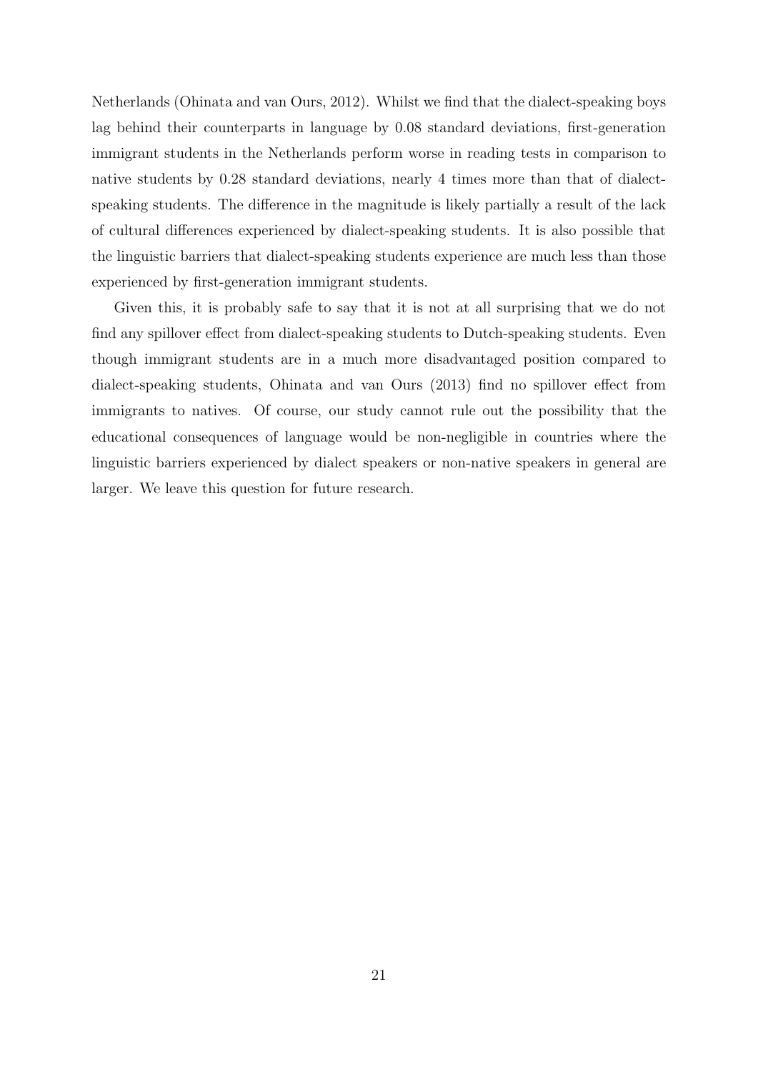Netherlands (Ohinata and van Ours, 2012). Whilst we find that the dialect-speaking boys lag behind their counterparts in language by 0.08 standard deviations, first-generation immigrant students in the Netherlands perform worse in reading tests in comparison to native students by 0.28 standard deviations, nearly 4 times more than that of dialect-speaking students. The difference in the magnitude is likely partially a result of the lack of cultural differences experienced by dialect-speaking students. It is also possible that the linguistic barriers that dialect-speaking students experience are much less than those experienced by first-generation immigrant students.

Given this, it is probably safe to say that it is not at all surprising that we do not find any spillover effect from dialect-speaking students to Dutch-speaking students. Even though immigrant students are in a much more disadvantaged position compared to dialect-speaking students, Ohinata and van Ours (2013) find no spillover effect from immigrants to natives. Of course, our study cannot rule out the possibility that the educational consequences of language would be non-negligible in countries where the linguistic barriers experienced by dialect speakers or non-native speakers in general are larger. We leave this question for future research.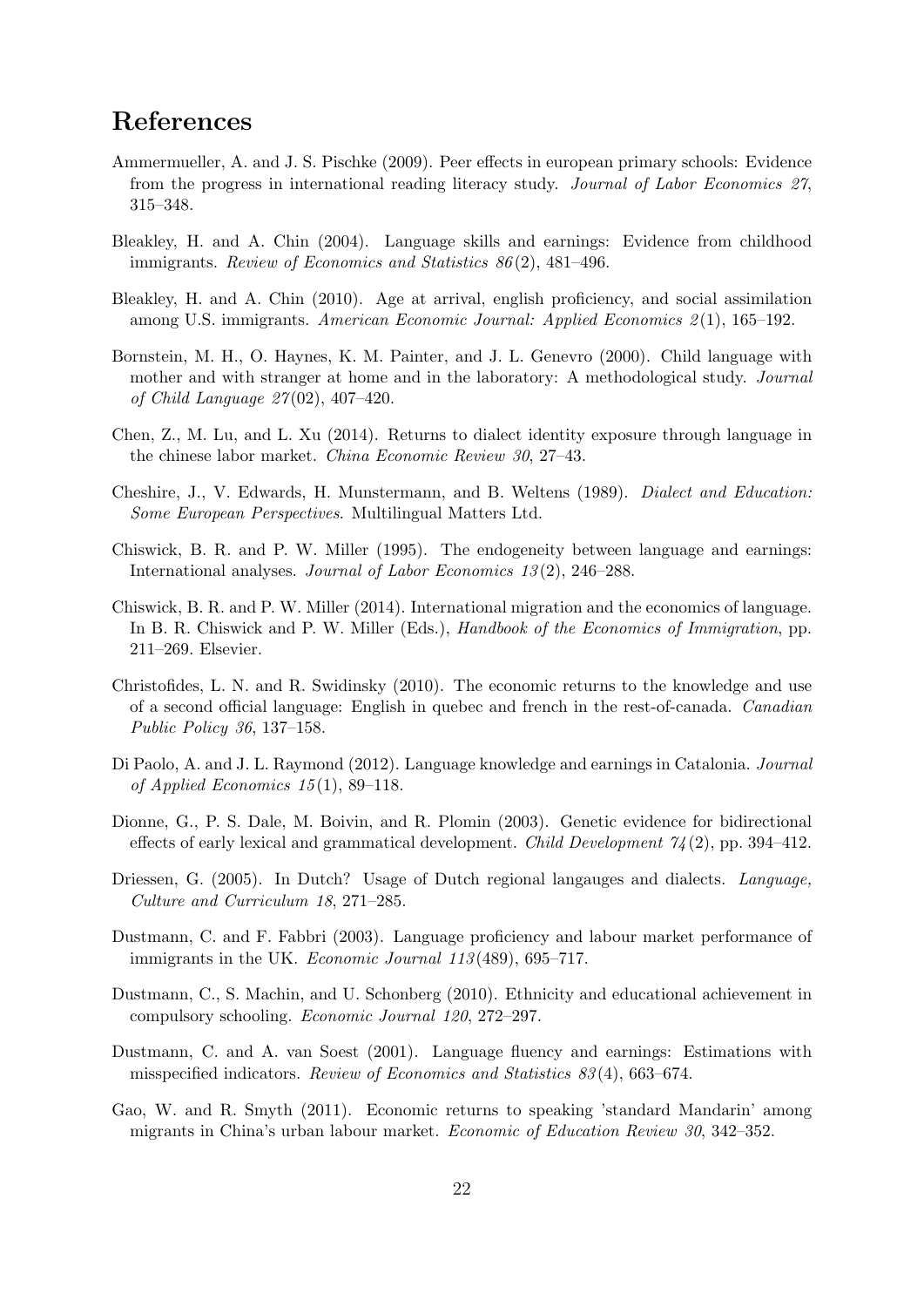# References

Ammermueller, A. and J. S. Pischke (2009). Peer effects in european primary schools: Evidence from the progress in international reading literacy study. *Journal of Labor Economics 27*, 315–348.

Bleakley, H. and A. Chin (2004). Language skills and earnings: Evidence from childhood immigrants. *Review of Economics and Statistics 86*(2), 481–496.

Bleakley, H. and A. Chin (2010). Age at arrival, english proficiency, and social assimilation among U.S. immigrants. *American Economic Journal: Applied Economics 2*(1), 165–192.

Bornstein, M. H., O. Haynes, K. M. Painter, and J. L. Genevro (2000). Child language with mother and with stranger at home and in the laboratory: A methodological study. *Journal of Child Language 27*(02), 407–420.

Chen, Z., M. Lu, and L. Xu (2014). Returns to dialect identity exposure through language in the chinese labor market. *China Economic Review 30*, 27–43.

Cheshire, J., V. Edwards, H. Munstermann, and B. Weltens (1989). *Dialect and Education: Some European Perspectives*. Multilingual Matters Ltd.

Chiswick, B. R. and P. W. Miller (1995). The endogeneity between language and earnings: International analyses. *Journal of Labor Economics 13*(2), 246–288.

Chiswick, B. R. and P. W. Miller (2014). International migration and the economics of language. In B. R. Chiswick and P. W. Miller (Eds.), *Handbook of the Economics of Immigration*, pp. 211–269. Elsevier.

Christofides, L. N. and R. Swidinsky (2010). The economic returns to the knowledge and use of a second official language: English in quebec and french in the rest-of-canada. *Canadian Public Policy 36*, 137–158.

Di Paolo, A. and J. L. Raymond (2012). Language knowledge and earnings in Catalonia. *Journal of Applied Economics 15*(1), 89–118.

Dionne, G., P. S. Dale, M. Boivin, and R. Plomin (2003). Genetic evidence for bidirectional effects of early lexical and grammatical development. *Child Development 74*(2), pp. 394–412.

Driessen, G. (2005). In Dutch? Usage of Dutch regional langauges and dialects. *Language, Culture and Curriculum 18*, 271–285.

Dustmann, C. and F. Fabbri (2003). Language proficiency and labour market performance of immigrants in the UK. *Economic Journal 113*(489), 695–717.

Dustmann, C., S. Machin, and U. Schonberg (2010). Ethnicity and educational achievement in compulsory schooling. *Economic Journal 120*, 272–297.

Dustmann, C. and A. van Soest (2001). Language fluency and earnings: Estimations with misspecified indicators. *Review of Economics and Statistics 83*(4), 663–674.

Gao, W. and R. Smyth (2011). Economic returns to speaking 'standard Mandarin' among migrants in China's urban labour market. *Economic of Education Review 30*, 342–352.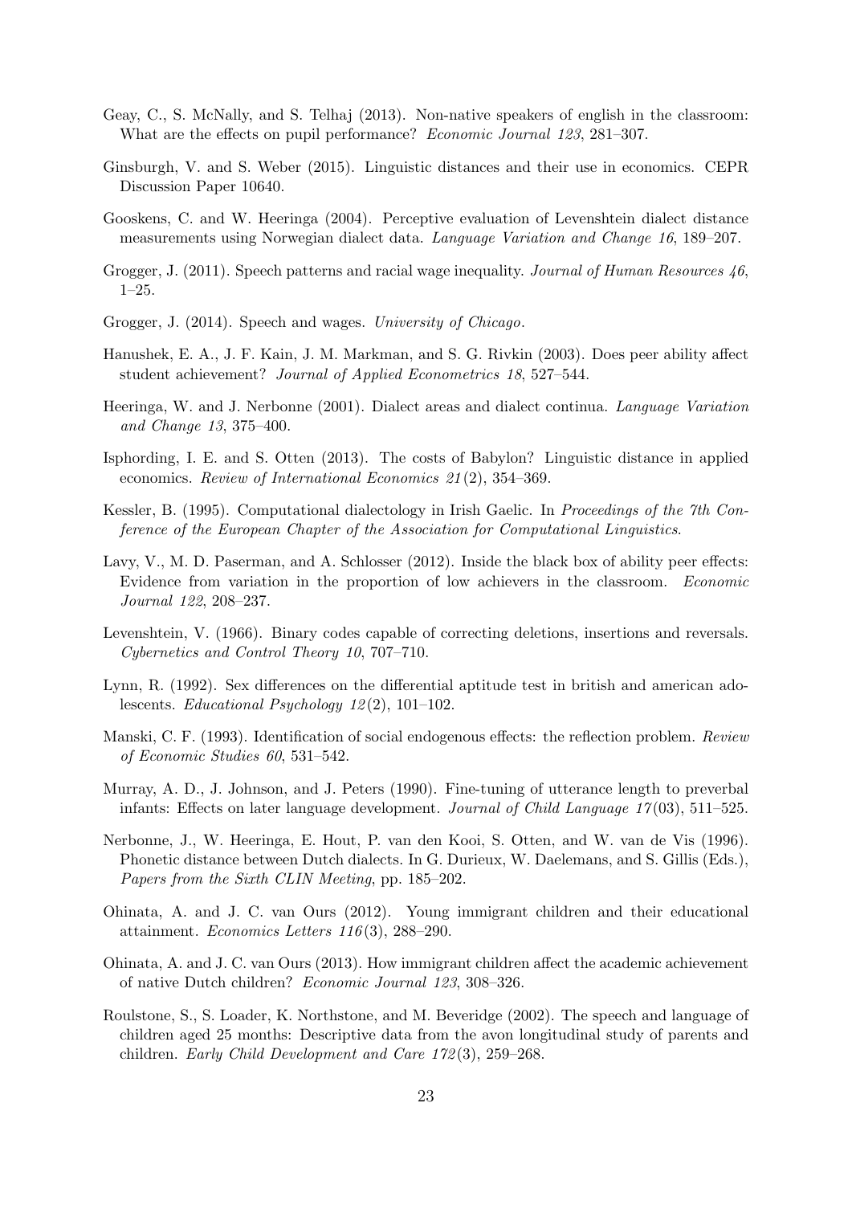Geay, C., S. McNally, and S. Telhaj (2013). Non-native speakers of english in the classroom: What are the effects on pupil performance? *Economic Journal 123*, 281–307.

Ginsburgh, V. and S. Weber (2015). Linguistic distances and their use in economics. CEPR Discussion Paper 10640.

Gooskens, C. and W. Heeringa (2004). Perceptive evaluation of Levenshtein dialect distance measurements using Norwegian dialect data. *Language Variation and Change 16*, 189–207.

Grogger, J. (2011). Speech patterns and racial wage inequality. *Journal of Human Resources 46*, 1–25.

Grogger, J. (2014). Speech and wages. *University of Chicago*.

Hanushek, E. A., J. F. Kain, J. M. Markman, and S. G. Rivkin (2003). Does peer ability affect student achievement? *Journal of Applied Econometrics 18*, 527–544.

Heeringa, W. and J. Nerbonne (2001). Dialect areas and dialect continua. *Language Variation and Change 13*, 375–400.

Isphording, I. E. and S. Otten (2013). The costs of Babylon? Linguistic distance in applied economics. *Review of International Economics 21*(2), 354–369.

Kessler, B. (1995). Computational dialectology in Irish Gaelic. In *Proceedings of the 7th Conference of the European Chapter of the Association for Computational Linguistics*.

Lavy, V., M. D. Paserman, and A. Schlosser (2012). Inside the black box of ability peer effects: Evidence from variation in the proportion of low achievers in the classroom. *Economic Journal 122*, 208–237.

Levenshtein, V. (1966). Binary codes capable of correcting deletions, insertions and reversals. *Cybernetics and Control Theory 10*, 707–710.

Lynn, R. (1992). Sex differences on the differential aptitude test in british and american adolescents. *Educational Psychology 12*(2), 101–102.

Manski, C. F. (1993). Identification of social endogenous effects: the reflection problem. *Review of Economic Studies 60*, 531–542.

Murray, A. D., J. Johnson, and J. Peters (1990). Fine-tuning of utterance length to preverbal infants: Effects on later language development. *Journal of Child Language 17*(03), 511–525.

Nerbonne, J., W. Heeringa, E. Hout, P. van den Kooi, S. Otten, and W. van de Vis (1996). Phonetic distance between Dutch dialects. In G. Durieux, W. Daelemans, and S. Gillis (Eds.), *Papers from the Sixth CLIN Meeting*, pp. 185–202.

Ohinata, A. and J. C. van Ours (2012). Young immigrant children and their educational attainment. *Economics Letters 116*(3), 288–290.

Ohinata, A. and J. C. van Ours (2013). How immigrant children affect the academic achievement of native Dutch children? *Economic Journal 123*, 308–326.

Roulstone, S., S. Loader, K. Northstone, and M. Beveridge (2002). The speech and language of children aged 25 months: Descriptive data from the avon longitudinal study of parents and children. *Early Child Development and Care 172*(3), 259–268.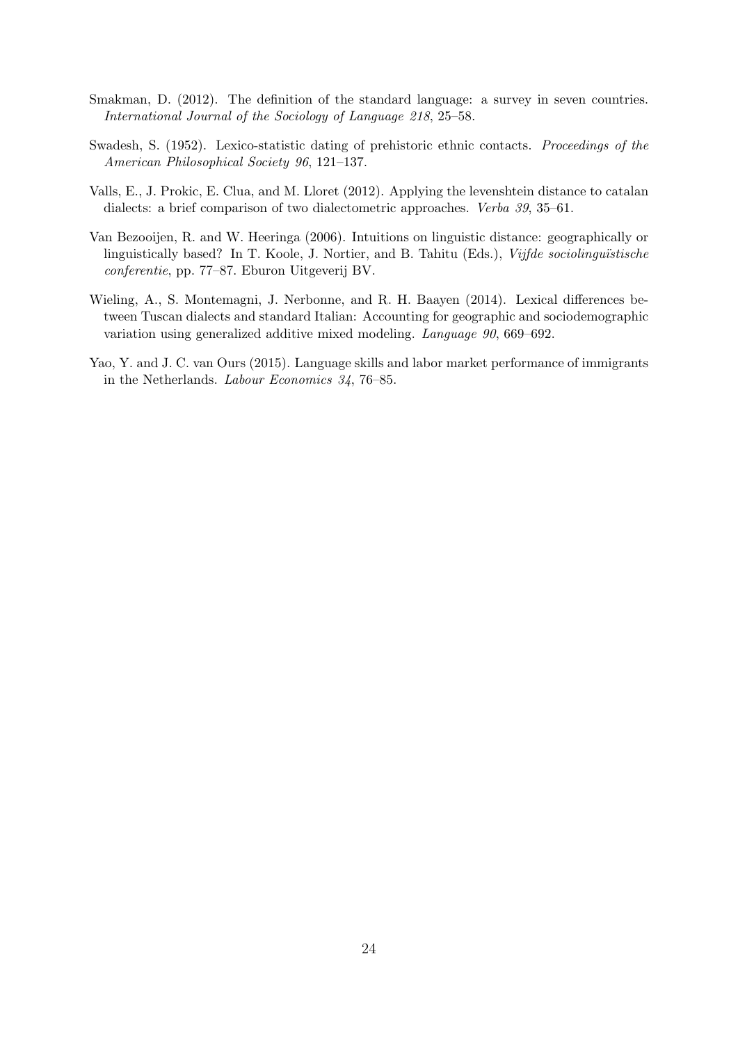Smakman, D. (2012). The definition of the standard language: a survey in seven countries. *International Journal of the Sociology of Language 218*, 25–58.

Swadesh, S. (1952). Lexico-statistic dating of prehistoric ethnic contacts. *Proceedings of the American Philosophical Society 96*, 121–137.

Valls, E., J. Prokic, E. Clua, and M. Lloret (2012). Applying the levenshtein distance to catalan dialects: a brief comparison of two dialectometric approaches. *Verba 39*, 35–61.

Van Bezooijen, R. and W. Heeringa (2006). Intuitions on linguistic distance: geographically or linguistically based? In T. Koole, J. Nortier, and B. Tahitu (Eds.), *Vijfde sociolinguïstische conferentie*, pp. 77–87. Eburon Uitgeverij BV.

Wieling, A., S. Montemagni, J. Nerbonne, and R. H. Baayen (2014). Lexical differences between Tuscan dialects and standard Italian: Accounting for geographic and sociodemographic variation using generalized additive mixed modeling. *Language 90*, 669–692.

Yao, Y. and J. C. van Ours (2015). Language skills and labor market performance of immigrants in the Netherlands. *Labour Economics 34*, 76–85.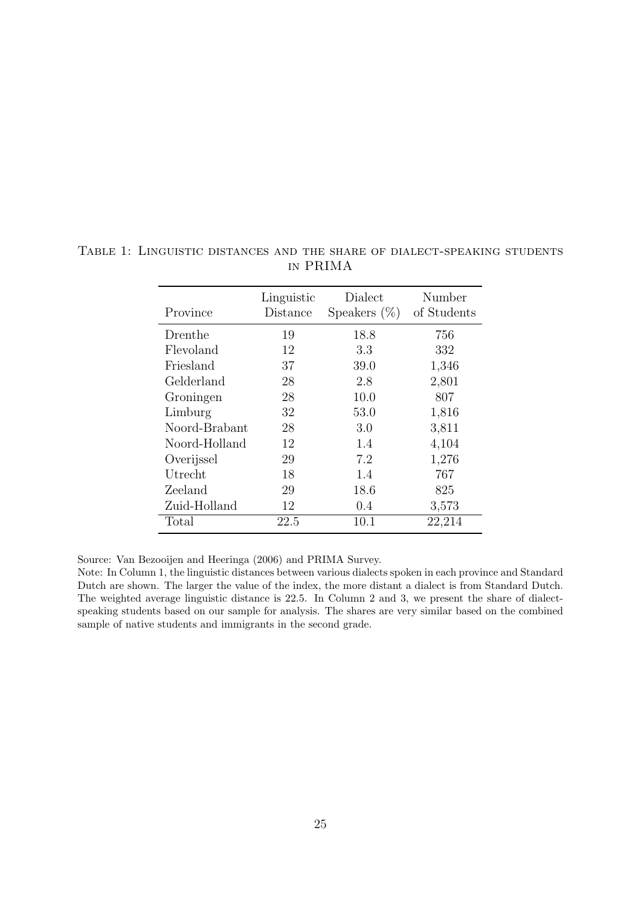Table 1: Linguistic distances and the share of dialect-speaking students in PRIMA

| Province | Linguistic Distance | Dialect Speakers (%) | Number of Students |
|---|---|---|---|
| Drenthe | 19 | 18.8 | 756 |
| Flevoland | 12 | 3.3 | 332 |
| Friesland | 37 | 39.0 | 1,346 |
| Gelderland | 28 | 2.8 | 2,801 |
| Groningen | 28 | 10.0 | 807 |
| Limburg | 32 | 53.0 | 1,816 |
| Noord-Brabant | 28 | 3.0 | 3,811 |
| Noord-Holland | 12 | 1.4 | 4,104 |
| Overijssel | 29 | 7.2 | 1,276 |
| Utrecht | 18 | 1.4 | 767 |
| Zeeland | 29 | 18.6 | 825 |
| Zuid-Holland | 12 | 0.4 | 3,573 |
| Total | 22.5 | 10.1 | 22,214 |

Source: Van Bezooijen and Heeringa (2006) and PRIMA Survey.

Note: In Column 1, the linguistic distances between various dialects spoken in each province and Standard Dutch are shown. The larger the value of the index, the more distant a dialect is from Standard Dutch. The weighted average linguistic distance is 22.5. In Column 2 and 3, we present the share of dialect-speaking students based on our sample for analysis. The shares are very similar based on the combined sample of native students and immigrants in the second grade.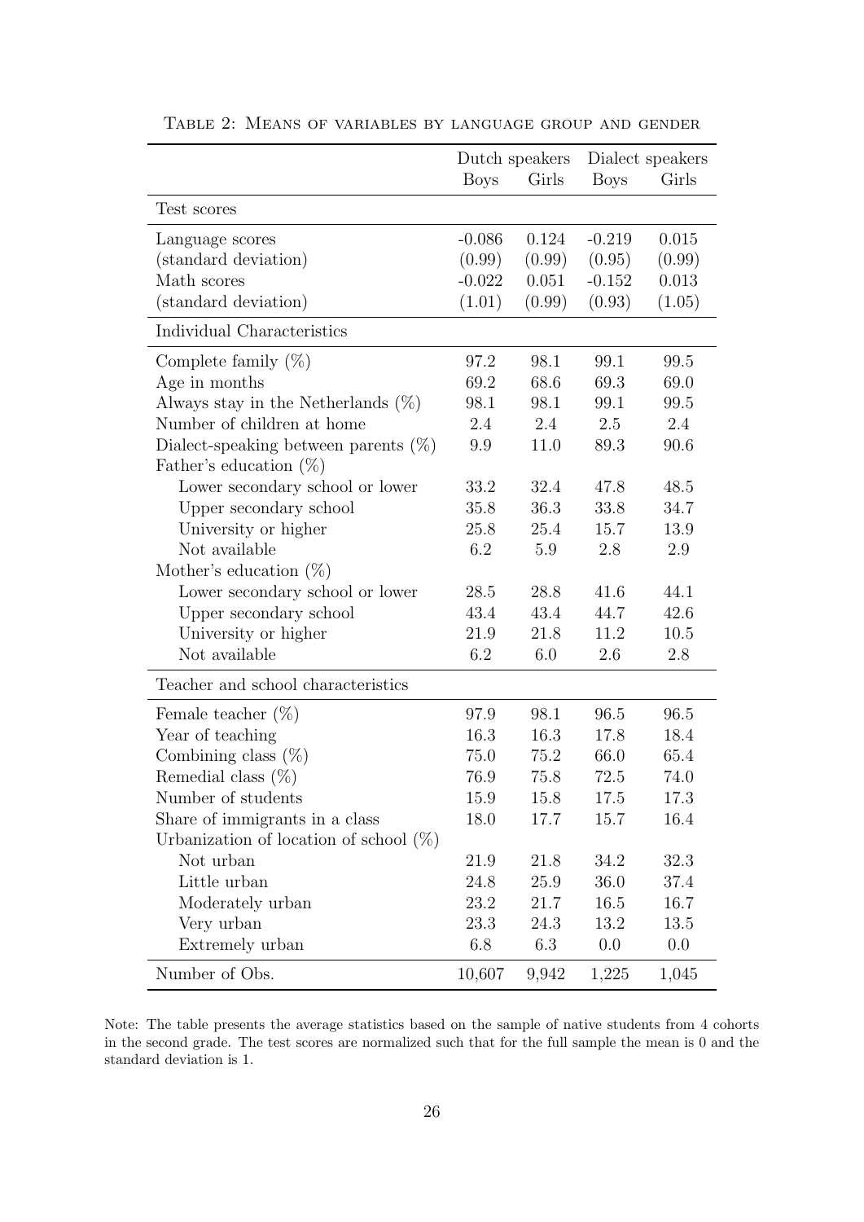Table 2: Means of variables by language group and gender

| | Dutch speakers | | Dialect speakers | |
|---|---|---|---|---|
| | Boys | Girls | Boys | Girls |
| **Test scores** | | | | |
| Language scores | -0.086 | 0.124 | -0.219 | 0.015 |
| (standard deviation) | (0.99) | (0.99) | (0.95) | (0.99) |
| Math scores | -0.022 | 0.051 | -0.152 | 0.013 |
| (standard deviation) | (1.01) | (0.99) | (0.93) | (1.05) |
| **Individual Characteristics** | | | | |
| Complete family (%) | 97.2 | 98.1 | 99.1 | 99.5 |
| Age in months | 69.2 | 68.6 | 69.3 | 69.0 |
| Always stay in the Netherlands (%) | 98.1 | 98.1 | 99.1 | 99.5 |
| Number of children at home | 2.4 | 2.4 | 2.5 | 2.4 |
| Dialect-speaking between parents (%) | 9.9 | 11.0 | 89.3 | 90.6 |
| Father's education (%) | | | | |
| Lower secondary school or lower | 33.2 | 32.4 | 47.8 | 48.5 |
| Upper secondary school | 35.8 | 36.3 | 33.8 | 34.7 |
| University or higher | 25.8 | 25.4 | 15.7 | 13.9 |
| Not available | 6.2 | 5.9 | 2.8 | 2.9 |
| Mother's education (%) | | | | |
| Lower secondary school or lower | 28.5 | 28.8 | 41.6 | 44.1 |
| Upper secondary school | 43.4 | 43.4 | 44.7 | 42.6 |
| University or higher | 21.9 | 21.8 | 11.2 | 10.5 |
| Not available | 6.2 | 6.0 | 2.6 | 2.8 |
| **Teacher and school characteristics** | | | | |
| Female teacher (%) | 97.9 | 98.1 | 96.5 | 96.5 |
| Year of teaching | 16.3 | 16.3 | 17.8 | 18.4 |
| Combining class (%) | 75.0 | 75.2 | 66.0 | 65.4 |
| Remedial class (%) | 76.9 | 75.8 | 72.5 | 74.0 |
| Number of students | 15.9 | 15.8 | 17.5 | 17.3 |
| Share of immigrants in a class | 18.0 | 17.7 | 15.7 | 16.4 |
| Urbanization of location of school (%) | | | | |
| Not urban | 21.9 | 21.8 | 34.2 | 32.3 |
| Little urban | 24.8 | 25.9 | 36.0 | 37.4 |
| Moderately urban | 23.2 | 21.7 | 16.5 | 16.7 |
| Very urban | 23.3 | 24.3 | 13.2 | 13.5 |
| Extremely urban | 6.8 | 6.3 | 0.0 | 0.0 |
| Number of Obs. | 10,607 | 9,942 | 1,225 | 1,045 |

Note: The table presents the average statistics based on the sample of native students from 4 cohorts in the second grade. The test scores are normalized such that for the full sample the mean is 0 and the standard deviation is 1.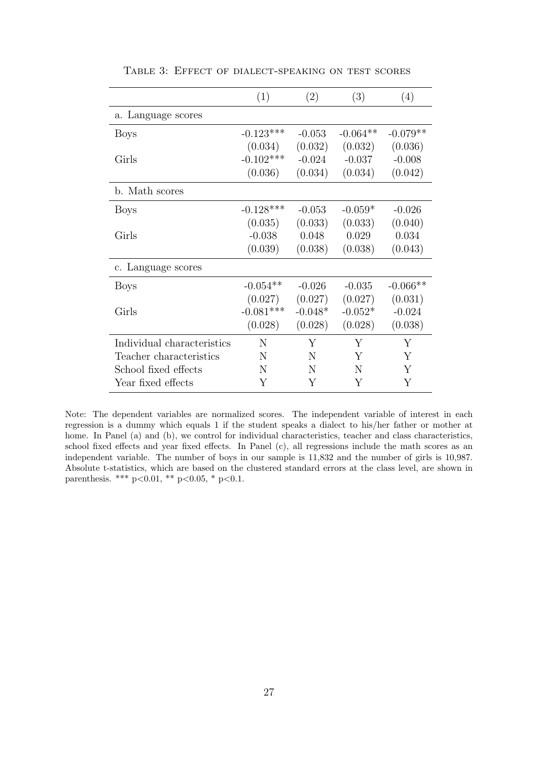Table 3: Effect of dialect-speaking on test scores

| | (1) | (2) | (3) | (4) |
|---|---|---|---|---|
| a. Language scores | | | | |
| Boys | -0.123*** | -0.053 | -0.064** | -0.079** |
| | (0.034) | (0.032) | (0.032) | (0.036) |
| Girls | -0.102*** | -0.024 | -0.037 | -0.008 |
| | (0.036) | (0.034) | (0.034) | (0.042) |
| b. Math scores | | | | |
| Boys | -0.128*** | -0.053 | -0.059* | -0.026 |
| | (0.035) | (0.033) | (0.033) | (0.040) |
| Girls | -0.038 | 0.048 | 0.029 | 0.034 |
| | (0.039) | (0.038) | (0.038) | (0.043) |
| c. Language scores | | | | |
| Boys | -0.054** | -0.026 | -0.035 | -0.066** |
| | (0.027) | (0.027) | (0.027) | (0.031) |
| Girls | -0.081*** | -0.048* | -0.052* | -0.024 |
| | (0.028) | (0.028) | (0.028) | (0.038) |
| Individual characteristics | N | Y | Y | Y |
| Teacher characteristics | N | N | Y | Y |
| School fixed effects | N | N | N | Y |
| Year fixed effects | Y | Y | Y | Y |

Note: The dependent variables are normalized scores. The independent variable of interest in each regression is a dummy which equals 1 if the student speaks a dialect to his/her father or mother at home. In Panel (a) and (b), we control for individual characteristics, teacher and class characteristics, school fixed effects and year fixed effects. In Panel (c), all regressions include the math scores as an independent variable. The number of boys in our sample is 11,832 and the number of girls is 10,987. Absolute t-statistics, which are based on the clustered standard errors at the class level, are shown in parenthesis. *** $p<0.01$, ** $p<0.05$, * $p<0.1$.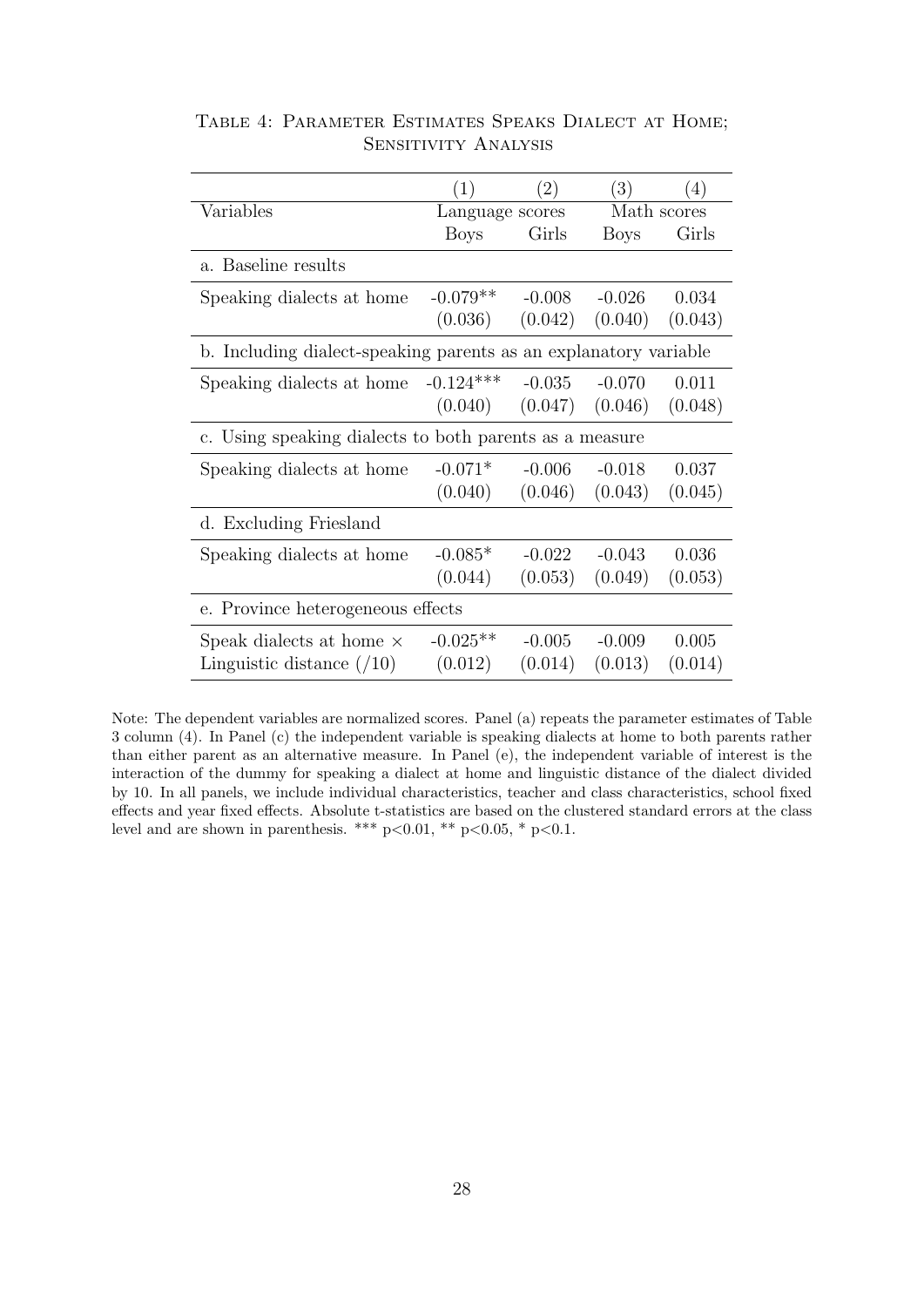Table 4: Parameter Estimates Speaks Dialect at Home; Sensitivity Analysis

| | (1) | (2) | (3) | (4) |
|---|---|---|---|---|
| Variables | Language scores | | Math scores | |
| | Boys | Girls | Boys | Girls |
| a. Baseline results | | | | |
| Speaking dialects at home | -0.079** | -0.008 | -0.026 | 0.034 |
| | (0.036) | (0.042) | (0.040) | (0.043) |
| b. Including dialect-speaking parents as an explanatory variable | | | | |
| Speaking dialects at home | -0.124*** | -0.035 | -0.070 | 0.011 |
| | (0.040) | (0.047) | (0.046) | (0.048) |
| c. Using speaking dialects to both parents as a measure | | | | |
| Speaking dialects at home | -0.071* | -0.006 | -0.018 | 0.037 |
| | (0.040) | (0.046) | (0.043) | (0.045) |
| d. Excluding Friesland | | | | |
| Speaking dialects at home | -0.085* | -0.022 | -0.043 | 0.036 |
| | (0.044) | (0.053) | (0.049) | (0.053) |
| e. Province heterogeneous effects | | | | |
| Speak dialects at home × Linguistic distance (/10) | -0.025** | -0.005 | -0.009 | 0.005 |
| | (0.012) | (0.014) | (0.013) | (0.014) |

Note: The dependent variables are normalized scores. Panel (a) repeats the parameter estimates of Table 3 column (4). In Panel (c) the independent variable is speaking dialects at home to both parents rather than either parent as an alternative measure. In Panel (e), the independent variable of interest is the interaction of the dummy for speaking a dialect at home and linguistic distance of the dialect divided by 10. In all panels, we include individual characteristics, teacher and class characteristics, school fixed effects and year fixed effects. Absolute t-statistics are based on the clustered standard errors at the class level and are shown in parenthesis. *** $p<0.01$, ** $p<0.05$, * $p<0.1$.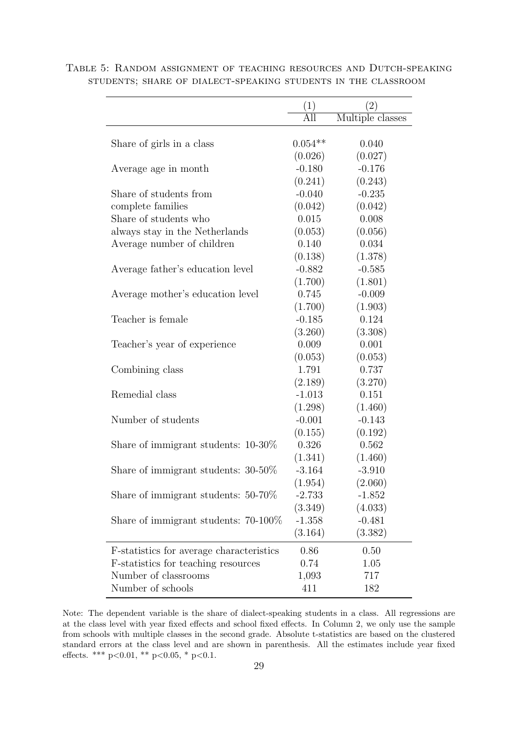Table 5: Random assignment of teaching resources and Dutch-speaking students; share of dialect-speaking students in the classroom

| | (1) | (2) |
|---|---|---|
| | All | Multiple classes |
| Share of girls in a class | 0.054** | 0.040 |
| | (0.026) | (0.027) |
| Average age in month | -0.180 | -0.176 |
| | (0.241) | (0.243) |
| Share of students from complete families | -0.040 | -0.235 |
| | (0.042) | (0.042) |
| Share of students who always stay in the Netherlands | 0.015 | 0.008 |
| | (0.053) | (0.056) |
| Average number of children | 0.140 | 0.034 |
| | (0.138) | (1.378) |
| Average father's education level | -0.882 | -0.585 |
| | (1.700) | (1.801) |
| Average mother's education level | 0.745 | -0.009 |
| | (1.700) | (1.903) |
| Teacher is female | -0.185 | 0.124 |
| | (3.260) | (3.308) |
| Teacher's year of experience | 0.009 | 0.001 |
| | (0.053) | (0.053) |
| Combining class | 1.791 | 0.737 |
| | (2.189) | (3.270) |
| Remedial class | -1.013 | 0.151 |
| | (1.298) | (1.460) |
| Number of students | -0.001 | -0.143 |
| | (0.155) | (0.192) |
| Share of immigrant students: 10-30% | 0.326 | 0.562 |
| | (1.341) | (1.460) |
| Share of immigrant students: 30-50% | -3.164 | -3.910 |
| | (1.954) | (2.060) |
| Share of immigrant students: 50-70% | -2.733 | -1.852 |
| | (3.349) | (4.033) |
| Share of immigrant students: 70-100% | -1.358 | -0.481 |
| | (3.164) | (3.382) |
| F-statistics for average characteristics | 0.86 | 0.50 |
| F-statistics for teaching resources | 0.74 | 1.05 |
| Number of classrooms | 1,093 | 717 |
| Number of schools | 411 | 182 |

Note: The dependent variable is the share of dialect-speaking students in a class. All regressions are at the class level with year fixed effects and school fixed effects. In Column 2, we only use the sample from schools with multiple classes in the second grade. Absolute t-statistics are based on the clustered standard errors at the class level and are shown in parenthesis. All the estimates include year fixed effects. *** p<0.01, ** p<0.05, * p<0.1.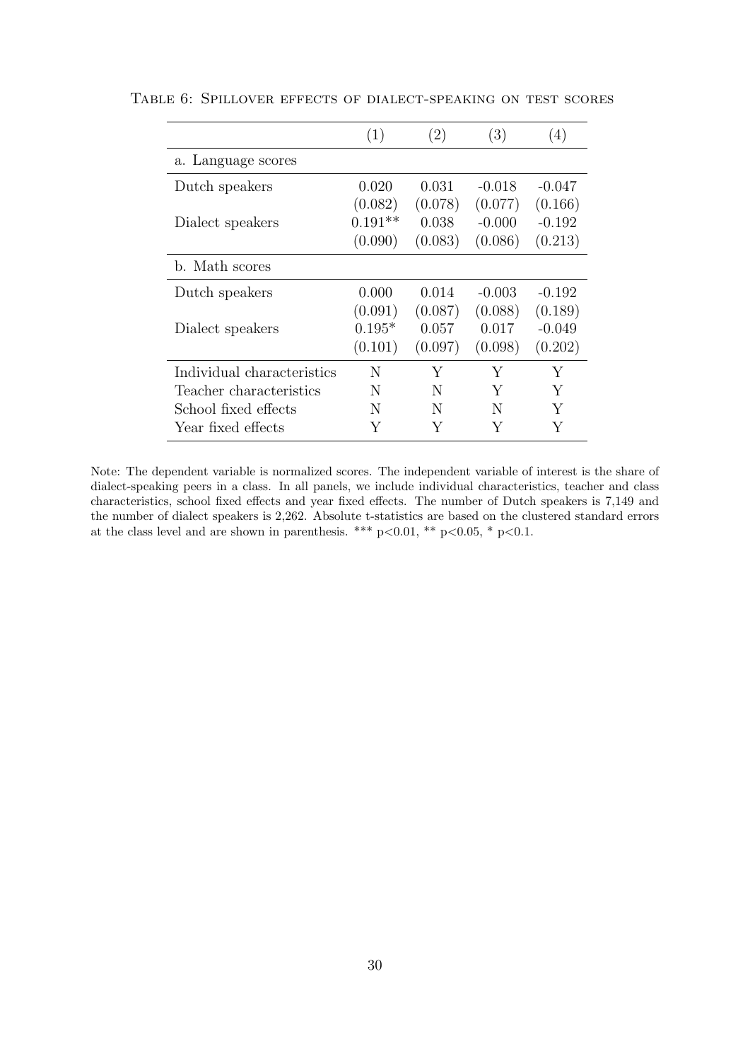Table 6: Spillover effects of dialect-speaking on test scores

| | (1) | (2) | (3) | (4) |
|---|---|---|---|---|
| a. Language scores | | | | |
| Dutch speakers | 0.020 | 0.031 | -0.018 | -0.047 |
| | (0.082) | (0.078) | (0.077) | (0.166) |
| Dialect speakers | 0.191** | 0.038 | -0.000 | -0.192 |
| | (0.090) | (0.083) | (0.086) | (0.213) |
| b. Math scores | | | | |
| Dutch speakers | 0.000 | 0.014 | -0.003 | -0.192 |
| | (0.091) | (0.087) | (0.088) | (0.189) |
| Dialect speakers | 0.195* | 0.057 | 0.017 | -0.049 |
| | (0.101) | (0.097) | (0.098) | (0.202) |
| Individual characteristics | N | Y | Y | Y |
| Teacher characteristics | N | N | Y | Y |
| School fixed effects | N | N | N | Y |
| Year fixed effects | Y | Y | Y | Y |

Note: The dependent variable is normalized scores. The independent variable of interest is the share of dialect-speaking peers in a class. In all panels, we include individual characteristics, teacher and class characteristics, school fixed effects and year fixed effects. The number of Dutch speakers is 7,149 and the number of dialect speakers is 2,262. Absolute t-statistics are based on the clustered standard errors at the class level and are shown in parenthesis. *** $p<0.01$, ** $p<0.05$, * $p<0.1$.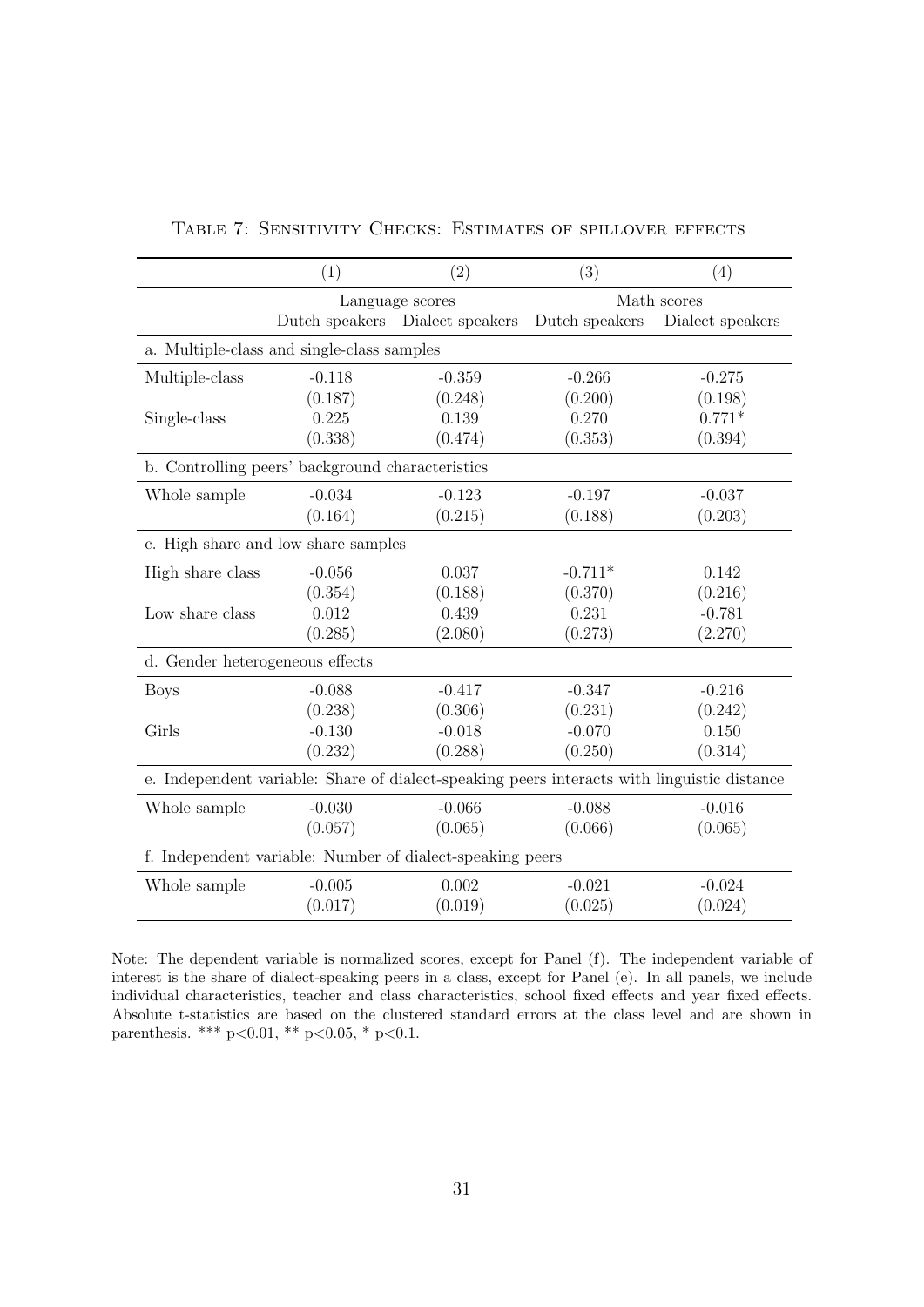Table 7: Sensitivity Checks: Estimates of spillover effects

| | (1) | (2) | (3) | (4) |
|---|---|---|---|---|
| | Language scores | | Math scores | |
| | Dutch speakers | Dialect speakers | Dutch speakers | Dialect speakers |
| a. Multiple-class and single-class samples | | | | |
| Multiple-class | -0.118 | -0.359 | -0.266 | -0.275 |
| | (0.187) | (0.248) | (0.200) | (0.198) |
| Single-class | 0.225 | 0.139 | 0.270 | 0.771* |
| | (0.338) | (0.474) | (0.353) | (0.394) |
| b. Controlling peers' background characteristics | | | | |
| Whole sample | -0.034 | -0.123 | -0.197 | -0.037 |
| | (0.164) | (0.215) | (0.188) | (0.203) |
| c. High share and low share samples | | | | |
| High share class | -0.056 | 0.037 | -0.711* | 0.142 |
| | (0.354) | (0.188) | (0.370) | (0.216) |
| Low share class | 0.012 | 0.439 | 0.231 | -0.781 |
| | (0.285) | (2.080) | (0.273) | (2.270) |
| d. Gender heterogeneous effects | | | | |
| Boys | -0.088 | -0.417 | -0.347 | -0.216 |
| | (0.238) | (0.306) | (0.231) | (0.242) |
| Girls | -0.130 | -0.018 | -0.070 | 0.150 |
| | (0.232) | (0.288) | (0.250) | (0.314) |
| e. Independent variable: Share of dialect-speaking peers interacts with linguistic distance | | | | |
| Whole sample | -0.030 | -0.066 | -0.088 | -0.016 |
| | (0.057) | (0.065) | (0.066) | (0.065) |
| f. Independent variable: Number of dialect-speaking peers | | | | |
| Whole sample | -0.005 | 0.002 | -0.021 | -0.024 |
| | (0.017) | (0.019) | (0.025) | (0.024) |

Note: The dependent variable is normalized scores, except for Panel (f). The independent variable of interest is the share of dialect-speaking peers in a class, except for Panel (e). In all panels, we include individual characteristics, teacher and class characteristics, school fixed effects and year fixed effects. Absolute t-statistics are based on the clustered standard errors at the class level and are shown in parenthesis. *** p<0.01, ** p<0.05, * p<0.1.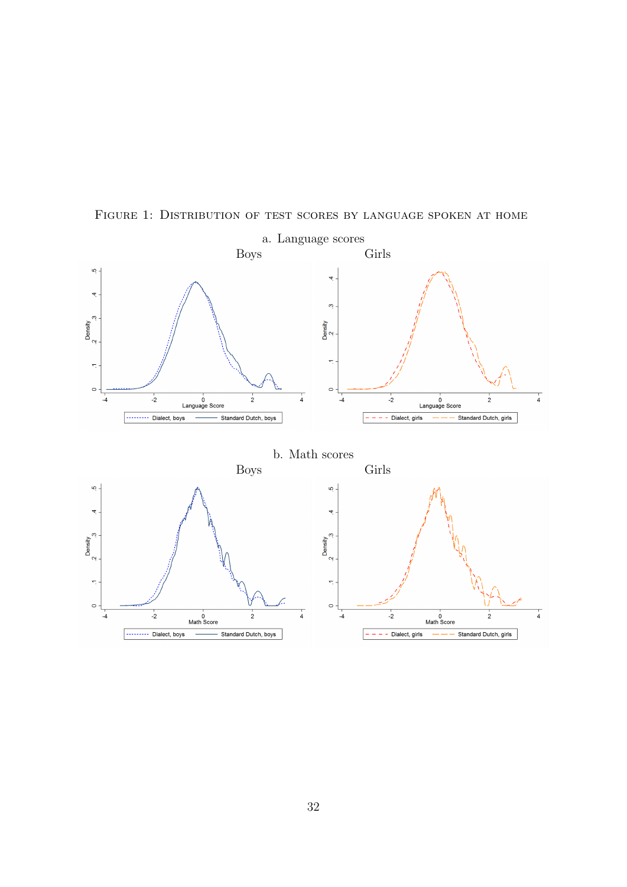Figure 1: Distribution of test scores by language spoken at home

a. Language scores

Boys

Girls

b. Math scores

Boys

Girls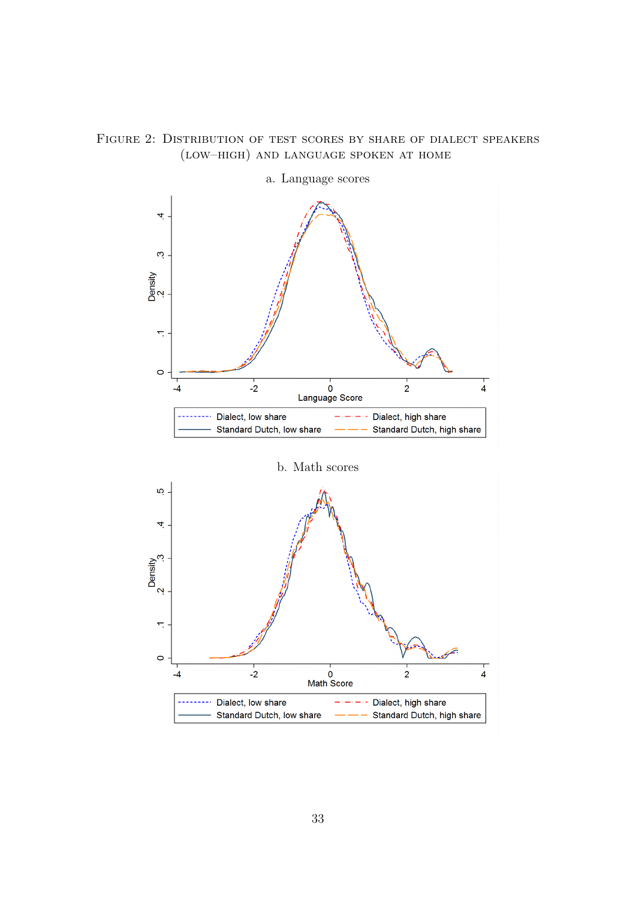Figure 2: Distribution of test scores by share of dialect speakers (low–high) and language spoken at home

a. Language scores

b. Math scores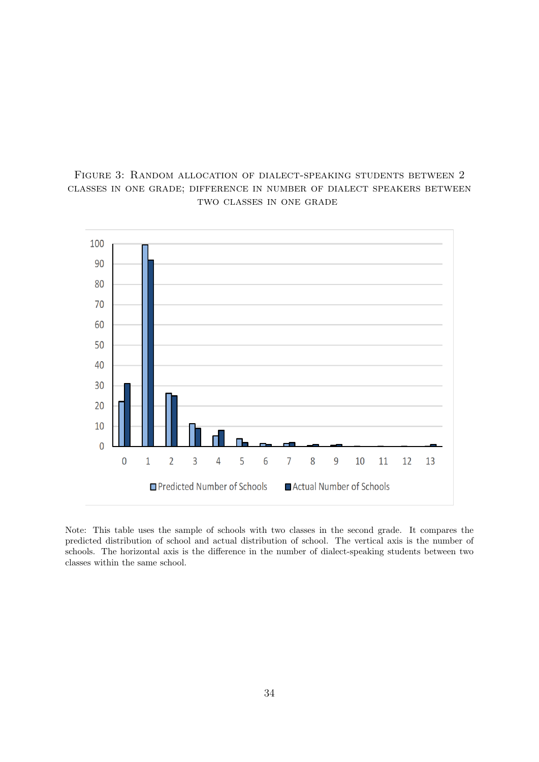Figure 3: Random allocation of dialect-speaking students between 2 classes in one grade; difference in number of dialect speakers between two classes in one grade

Note: This table uses the sample of schools with two classes in the second grade. It compares the predicted distribution of school and actual distribution of school. The vertical axis is the number of schools. The horizontal axis is the difference in the number of dialect-speaking students between two classes within the same school.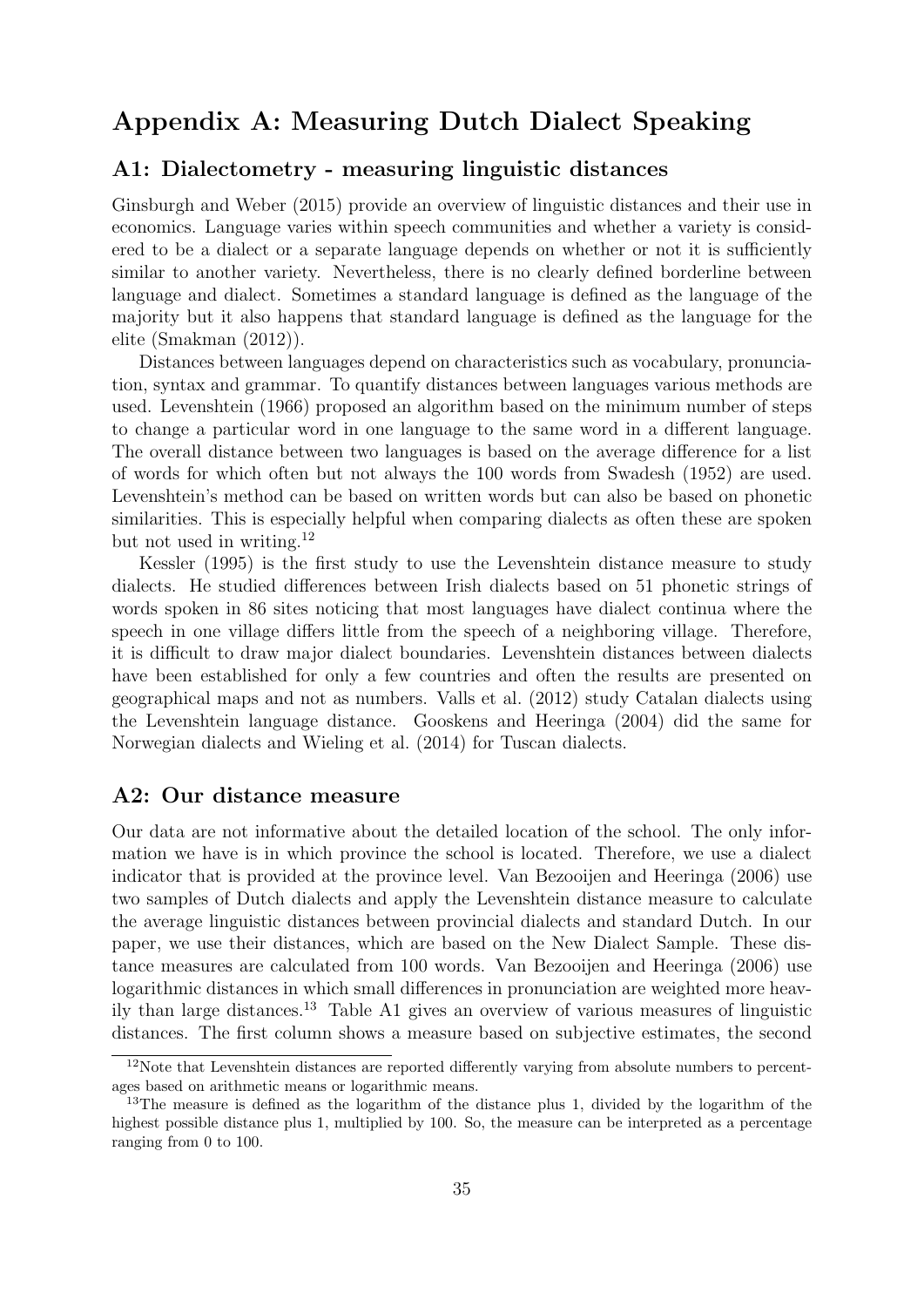## Appendix A: Measuring Dutch Dialect Speaking

### A1: Dialectometry - measuring linguistic distances

Ginsburgh and Weber (2015) provide an overview of linguistic distances and their use in economics. Language varies within speech communities and whether a variety is considered to be a dialect or a separate language depends on whether or not it is sufficiently similar to another variety. Nevertheless, there is no clearly defined borderline between language and dialect. Sometimes a standard language is defined as the language of the majority but it also happens that standard language is defined as the language for the elite (Smakman (2012)).

Distances between languages depend on characteristics such as vocabulary, pronunciation, syntax and grammar. To quantify distances between languages various methods are used. Levenshtein (1966) proposed an algorithm based on the minimum number of steps to change a particular word in one language to the same word in a different language. The overall distance between two languages is based on the average difference for a list of words for which often but not always the 100 words from Swadesh (1952) are used. Levenshtein's method can be based on written words but can also be based on phonetic similarities. This is especially helpful when comparing dialects as often these are spoken but not used in writing.[12]

Kessler (1995) is the first study to use the Levenshtein distance measure to study dialects. He studied differences between Irish dialects based on 51 phonetic strings of words spoken in 86 sites noticing that most languages have dialect continua where the speech in one village differs little from the speech of a neighboring village. Therefore, it is difficult to draw major dialect boundaries. Levenshtein distances between dialects have been established for only a few countries and often the results are presented on geographical maps and not as numbers. Valls et al. (2012) study Catalan dialects using the Levenshtein language distance. Gooskens and Heeringa (2004) did the same for Norwegian dialects and Wieling et al. (2014) for Tuscan dialects.

### A2: Our distance measure

Our data are not informative about the detailed location of the school. The only information we have is in which province the school is located. Therefore, we use a dialect indicator that is provided at the province level. Van Bezooijen and Heeringa (2006) use two samples of Dutch dialects and apply the Levenshtein distance measure to calculate the average linguistic distances between provincial dialects and standard Dutch. In our paper, we use their distances, which are based on the New Dialect Sample. These distance measures are calculated from 100 words. Van Bezooijen and Heeringa (2006) use logarithmic distances in which small differences in pronunciation are weighted more heavily than large distances.[13] Table A1 gives an overview of various measures of linguistic distances. The first column shows a measure based on subjective estimates, the second

---

[12] Note that Levenshtein distances are reported differently varying from absolute numbers to percentages based on arithmetic means or logarithmic means.

[13] The measure is defined as the logarithm of the distance plus 1, divided by the logarithm of the highest possible distance plus 1, multiplied by 100. So, the measure can be interpreted as a percentage ranging from 0 to 100.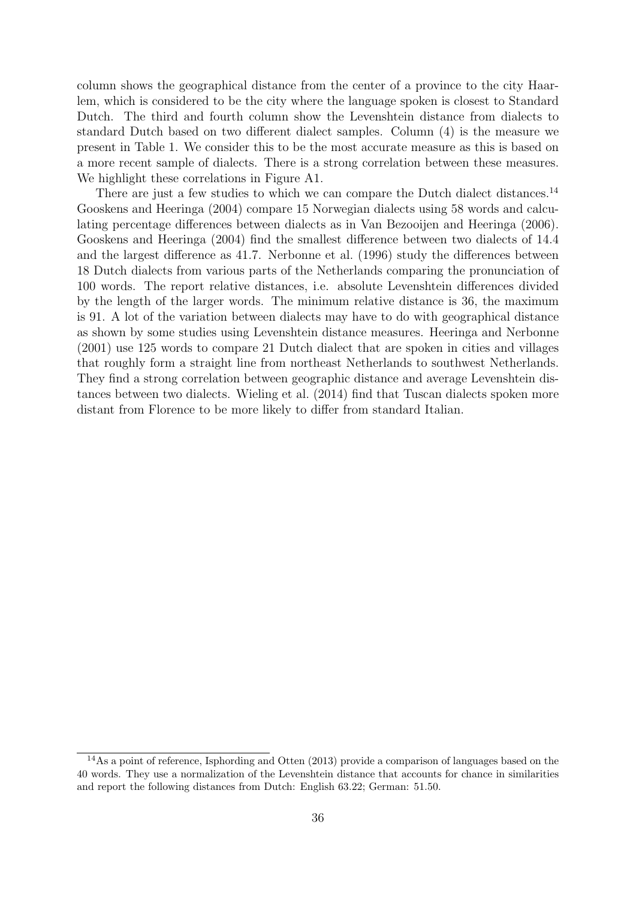column shows the geographical distance from the center of a province to the city Haarlem, which is considered to be the city where the language spoken is closest to Standard Dutch. The third and fourth column show the Levenshtein distance from dialects to standard Dutch based on two different dialect samples. Column (4) is the measure we present in Table 1. We consider this to be the most accurate measure as this is based on a more recent sample of dialects. There is a strong correlation between these measures. We highlight these correlations in Figure A1.

There are just a few studies to which we can compare the Dutch dialect distances.[14] Gooskens and Heeringa (2004) compare 15 Norwegian dialects using 58 words and calculating percentage differences between dialects as in Van Bezooijen and Heeringa (2006). Gooskens and Heeringa (2004) find the smallest difference between two dialects of 14.4 and the largest difference as 41.7. Nerbonne et al. (1996) study the differences between 18 Dutch dialects from various parts of the Netherlands comparing the pronunciation of 100 words. The report relative distances, i.e. absolute Levenshtein differences divided by the length of the larger words. The minimum relative distance is 36, the maximum is 91. A lot of the variation between dialects may have to do with geographical distance as shown by some studies using Levenshtein distance measures. Heeringa and Nerbonne (2001) use 125 words to compare 21 Dutch dialect that are spoken in cities and villages that roughly form a straight line from northeast Netherlands to southwest Netherlands. They find a strong correlation between geographic distance and average Levenshtein distances between two dialects. Wieling et al. (2014) find that Tuscan dialects spoken more distant from Florence to be more likely to differ from standard Italian.

[14] As a point of reference, Isphording and Otten (2013) provide a comparison of languages based on the 40 words. They use a normalization of the Levenshtein distance that accounts for chance in similarities and report the following distances from Dutch: English 63.22; German: 51.50.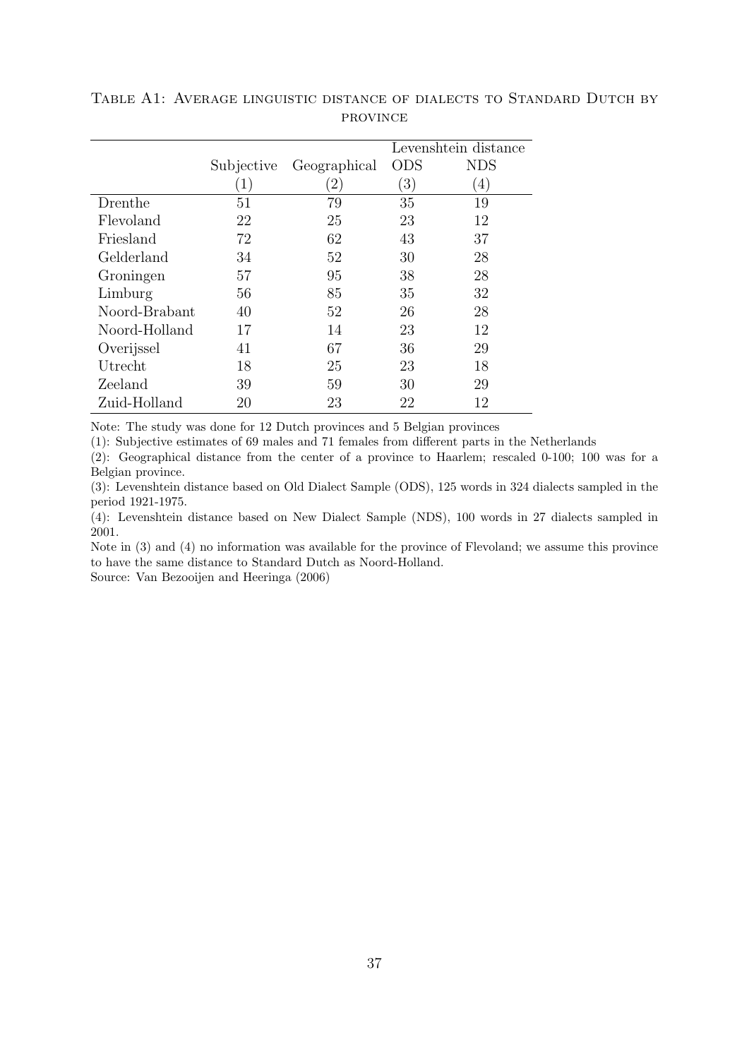Table A1: Average linguistic distance of dialects to Standard Dutch by province

| | Subjective | Geographical | Levenshtein distance | |
|---|---|---|---|---|
| | | | ODS | NDS |
| | (1) | (2) | (3) | (4) |
| Drenthe | 51 | 79 | 35 | 19 |
| Flevoland | 22 | 25 | 23 | 12 |
| Friesland | 72 | 62 | 43 | 37 |
| Gelderland | 34 | 52 | 30 | 28 |
| Groningen | 57 | 95 | 38 | 28 |
| Limburg | 56 | 85 | 35 | 32 |
| Noord-Brabant | 40 | 52 | 26 | 28 |
| Noord-Holland | 17 | 14 | 23 | 12 |
| Overijssel | 41 | 67 | 36 | 29 |
| Utrecht | 18 | 25 | 23 | 18 |
| Zeeland | 39 | 59 | 30 | 29 |
| Zuid-Holland | 20 | 23 | 22 | 12 |

Note: The study was done for 12 Dutch provinces and 5 Belgian provinces

(1): Subjective estimates of 69 males and 71 females from different parts in the Netherlands

(2): Geographical distance from the center of a province to Haarlem; rescaled 0-100; 100 was for a Belgian province.

(3): Levenshtein distance based on Old Dialect Sample (ODS), 125 words in 324 dialects sampled in the period 1921-1975.

(4): Levenshtein distance based on New Dialect Sample (NDS), 100 words in 27 dialects sampled in 2001.

Note in (3) and (4) no information was available for the province of Flevoland; we assume this province to have the same distance to Standard Dutch as Noord-Holland.

Source: Van Bezooijen and Heeringa (2006)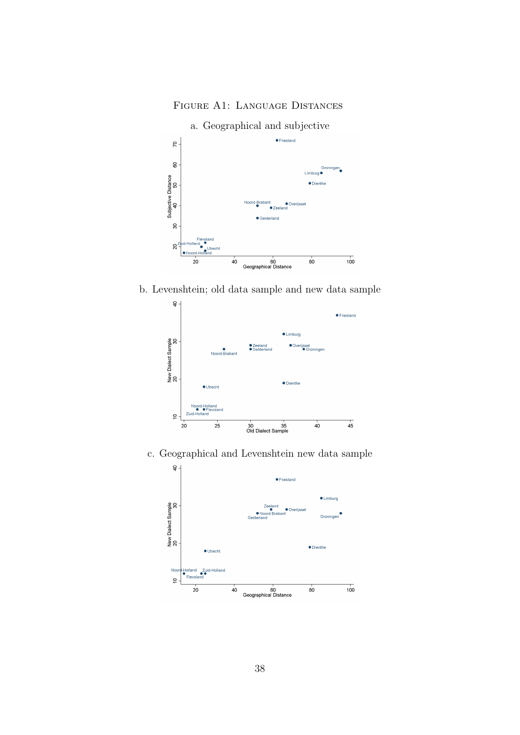Figure A1: Language Distances

a. Geographical and subjective

b. Levenshtein; old data sample and new data sample

c. Geographical and Levenshtein new data sample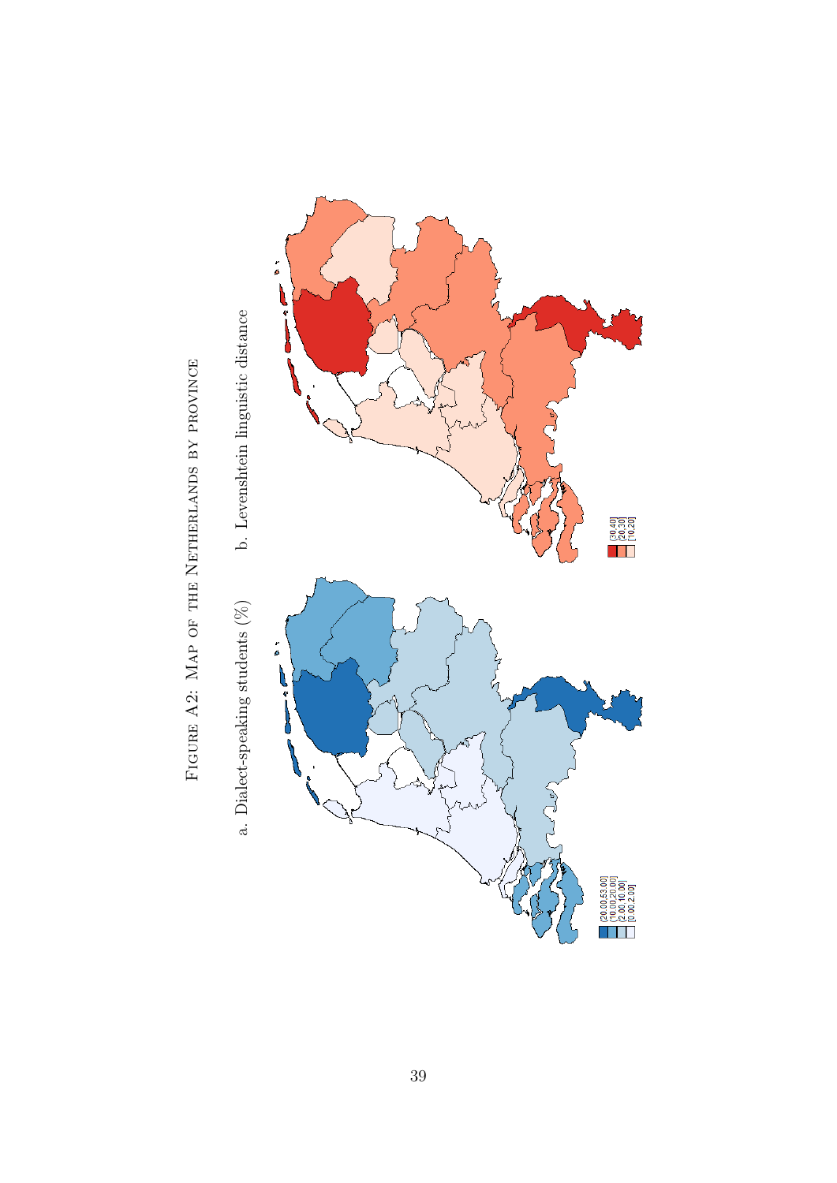Figure A2: Map of the Netherlands by province

a. Dialect-speaking students (%)

(20.00,53.00]
(10.00,20.00]
(2.00,10.00]
[0.00,2.00]

b. Levenshtein linguistic distance

(30,40]
(20,30]
[10,20]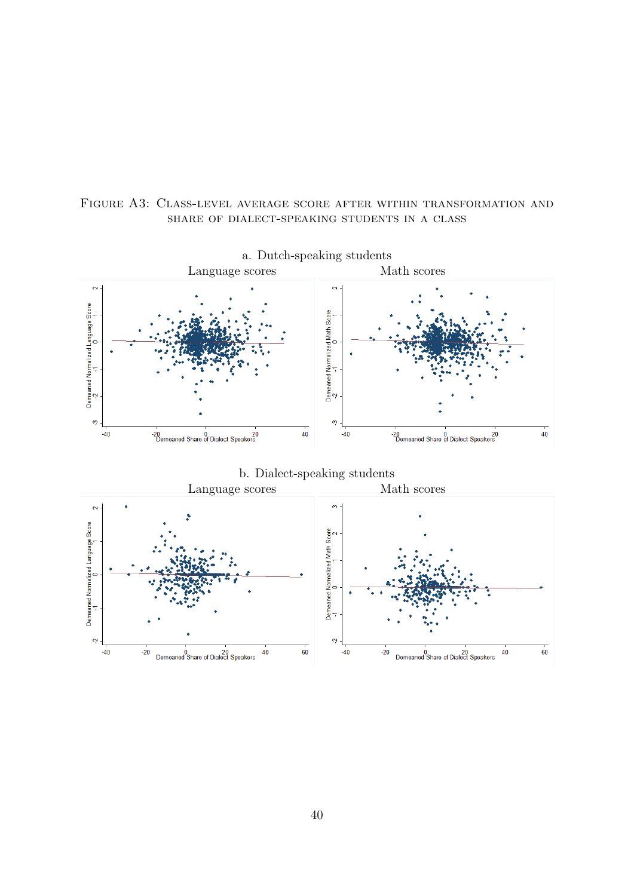Figure A3: Class-level average score after within transformation and share of dialect-speaking students in a class

a. Dutch-speaking students

Language scores

Demeaned Normalized Language Score

2
1
0
-1
-2
-3

-40
-20
0
20
40

Demeaned Share of Dialect Speakers

Math scores

Demeaned Normalized Math Score

2
1
0
-1
-2
-3

-40
-20
0
20
40

Demeaned Share of Dialect Speakers

b. Dialect-speaking students

Language scores

Demeaned Normalized Language Score

2
1
0
-1
-2

-40
-20
0
20
40
60

Demeaned Share of Dialect Speakers

Math scores

Demeaned Normalized Math Score

3
2
1
0
-1
-2

-40
-20
0
20
40
60

Demeaned Share of Dialect Speakers